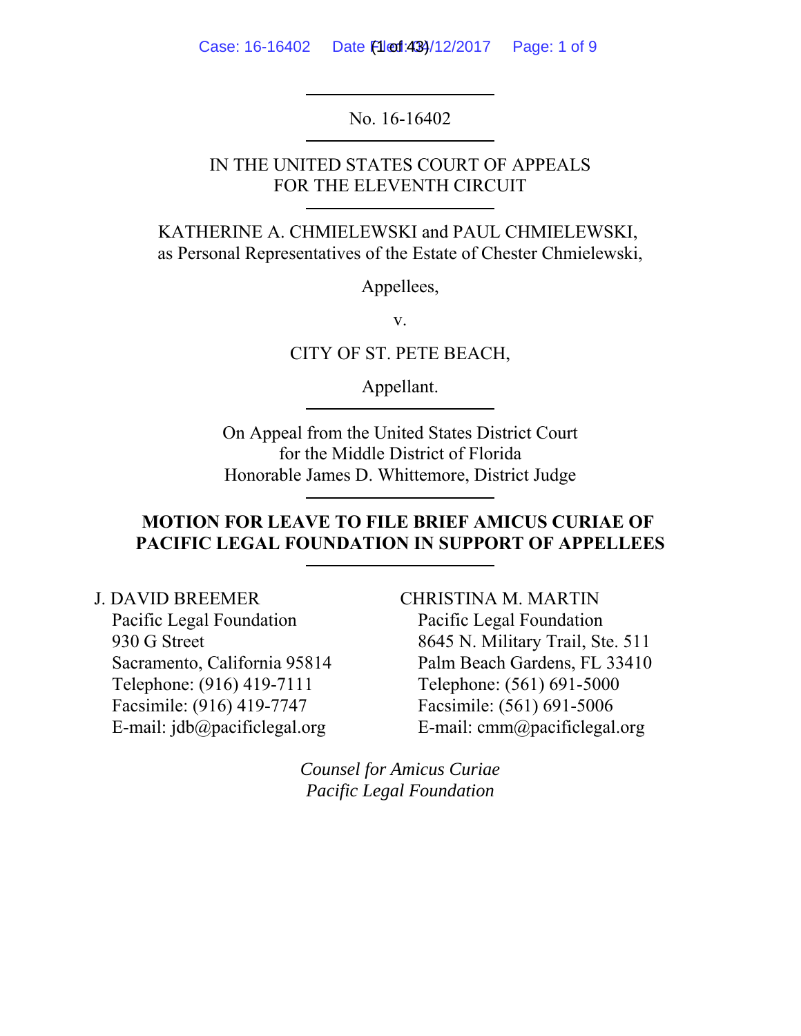No. 16-16402

IN THE UNITED STATES COURT OF APPEALS
FOR THE ELEVENTH CIRCUIT

KATHERINE A. CHMIELEWSKI and PAUL CHMIELEWSKI,
as Personal Representatives of the Estate of Chester Chmielewski,

Appellees,

v.

CITY OF ST. PETE BEACH,

Appellant.

On Appeal from the United States District Court
for the Middle District of Florida
Honorable James D. Whittemore, District Judge

**MOTION FOR LEAVE TO FILE BRIEF AMICUS CURIAE OF PACIFIC LEGAL FOUNDATION IN SUPPORT OF APPELLEES**

J. DAVID BREEMER
Pacific Legal Foundation
930 G Street
Sacramento, California 95814
Telephone: (916) 419-7111
Facsimile: (916) 419-7747
E-mail: jdb@pacificlegal.org

CHRISTINA M. MARTIN
Pacific Legal Foundation
8645 N. Military Trail, Ste. 511
Palm Beach Gardens, FL 33410
Telephone: (561) 691-5000
Facsimile: (561) 691-5006
E-mail: cmm@pacificlegal.org

*Counsel for Amicus Curiae*
*Pacific Legal Foundation*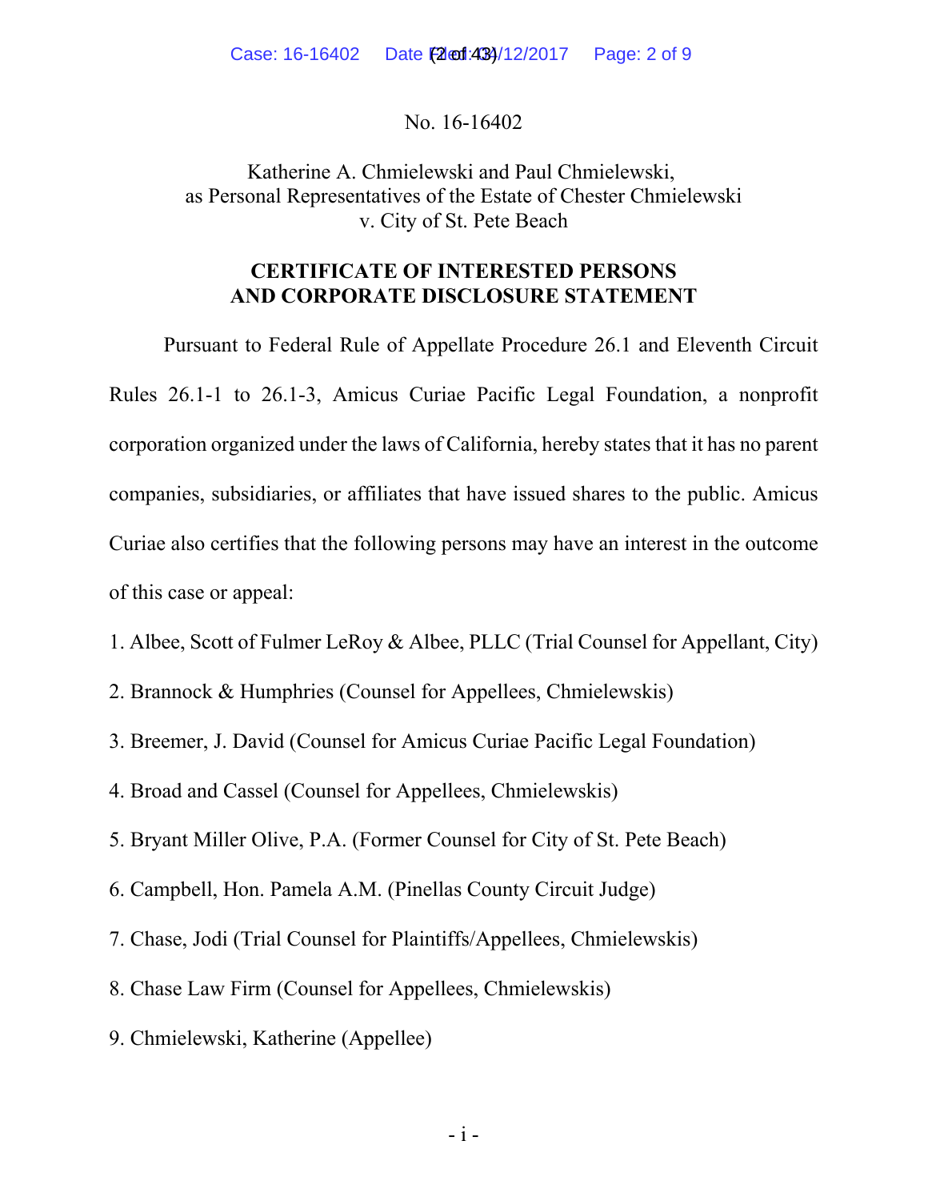No. 16-16402

Katherine A. Chmielewski and Paul Chmielewski,
as Personal Representatives of the Estate of Chester Chmielewski
v. City of St. Pete Beach

**CERTIFICATE OF INTERESTED PERSONS AND CORPORATE DISCLOSURE STATEMENT**

Pursuant to Federal Rule of Appellate Procedure 26.1 and Eleventh Circuit Rules 26.1-1 to 26.1-3, Amicus Curiae Pacific Legal Foundation, a nonprofit corporation organized under the laws of California, hereby states that it has no parent companies, subsidiaries, or affiliates that have issued shares to the public. Amicus Curiae also certifies that the following persons may have an interest in the outcome of this case or appeal:

1. Albee, Scott of Fulmer LeRoy & Albee, PLLC (Trial Counsel for Appellant, City)
2. Brannock & Humphries (Counsel for Appellees, Chmielewskis)
3. Breemer, J. David (Counsel for Amicus Curiae Pacific Legal Foundation)
4. Broad and Cassel (Counsel for Appellees, Chmielewskis)
5. Bryant Miller Olive, P.A. (Former Counsel for City of St. Pete Beach)
6. Campbell, Hon. Pamela A.M. (Pinellas County Circuit Judge)
7. Chase, Jodi (Trial Counsel for Plaintiffs/Appellees, Chmielewskis)
8. Chase Law Firm (Counsel for Appellees, Chmielewskis)
9. Chmielewski, Katherine (Appellee)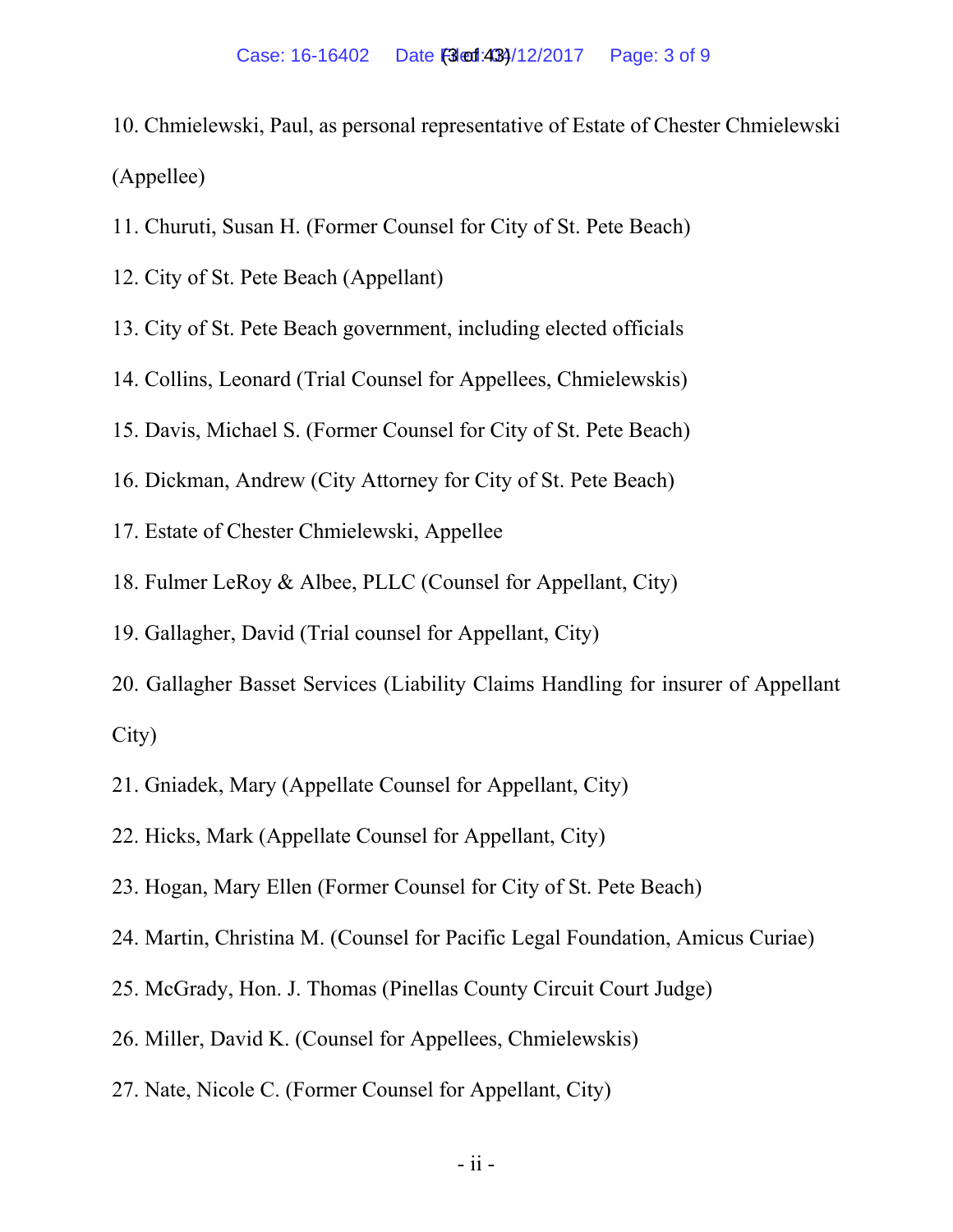10. Chmielewski, Paul, as personal representative of Estate of Chester Chmielewski (Appellee)

11. Churuti, Susan H. (Former Counsel for City of St. Pete Beach)

12. City of St. Pete Beach (Appellant)

13. City of St. Pete Beach government, including elected officials

14. Collins, Leonard (Trial Counsel for Appellees, Chmielewskis)

15. Davis, Michael S. (Former Counsel for City of St. Pete Beach)

16. Dickman, Andrew (City Attorney for City of St. Pete Beach)

17. Estate of Chester Chmielewski, Appellee

18. Fulmer LeRoy & Albee, PLLC (Counsel for Appellant, City)

19. Gallagher, David (Trial counsel for Appellant, City)

20. Gallagher Basset Services (Liability Claims Handling for insurer of Appellant City)

21. Gniadek, Mary (Appellate Counsel for Appellant, City)

22. Hicks, Mark (Appellate Counsel for Appellant, City)

23. Hogan, Mary Ellen (Former Counsel for City of St. Pete Beach)

24. Martin, Christina M. (Counsel for Pacific Legal Foundation, Amicus Curiae)

25. McGrady, Hon. J. Thomas (Pinellas County Circuit Court Judge)

26. Miller, David K. (Counsel for Appellees, Chmielewskis)

27. Nate, Nicole C. (Former Counsel for Appellant, City)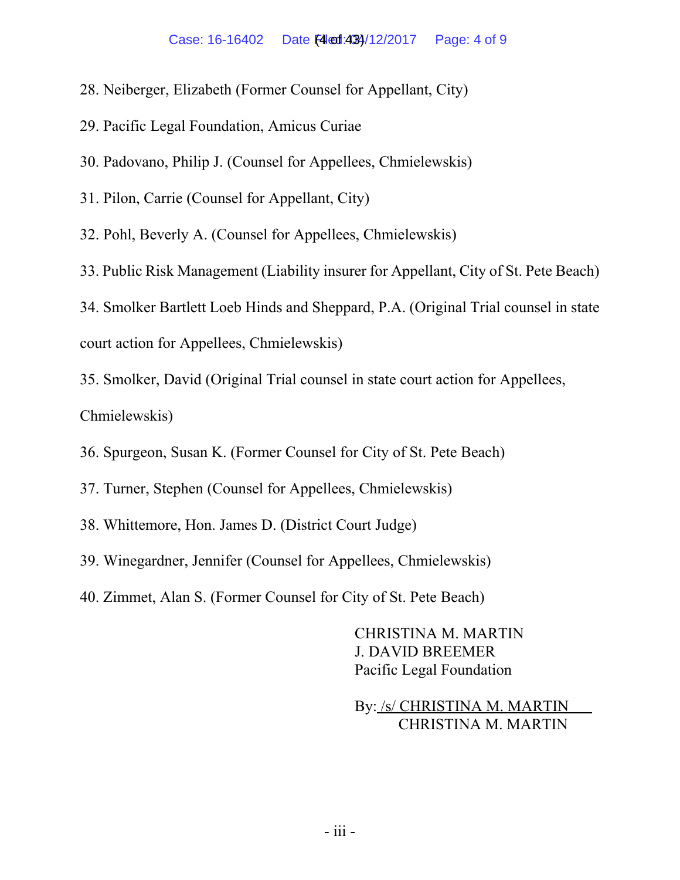28. Neiberger, Elizabeth (Former Counsel for Appellant, City)

29. Pacific Legal Foundation, Amicus Curiae

30. Padovano, Philip J. (Counsel for Appellees, Chmielewskis)

31. Pilon, Carrie (Counsel for Appellant, City)

32. Pohl, Beverly A. (Counsel for Appellees, Chmielewskis)

33. Public Risk Management (Liability insurer for Appellant, City of St. Pete Beach)

34. Smolker Bartlett Loeb Hinds and Sheppard, P.A. (Original Trial counsel in state court action for Appellees, Chmielewskis)

35. Smolker, David (Original Trial counsel in state court action for Appellees, Chmielewskis)

36. Spurgeon, Susan K. (Former Counsel for City of St. Pete Beach)

37. Turner, Stephen (Counsel for Appellees, Chmielewskis)

38. Whittemore, Hon. James D. (District Court Judge)

39. Winegardner, Jennifer (Counsel for Appellees, Chmielewskis)

40. Zimmet, Alan S. (Former Counsel for City of St. Pete Beach)

CHRISTINA M. MARTIN
J. DAVID BREEMER
Pacific Legal Foundation

By: /s/ CHRISTINA M. MARTIN
CHRISTINA M. MARTIN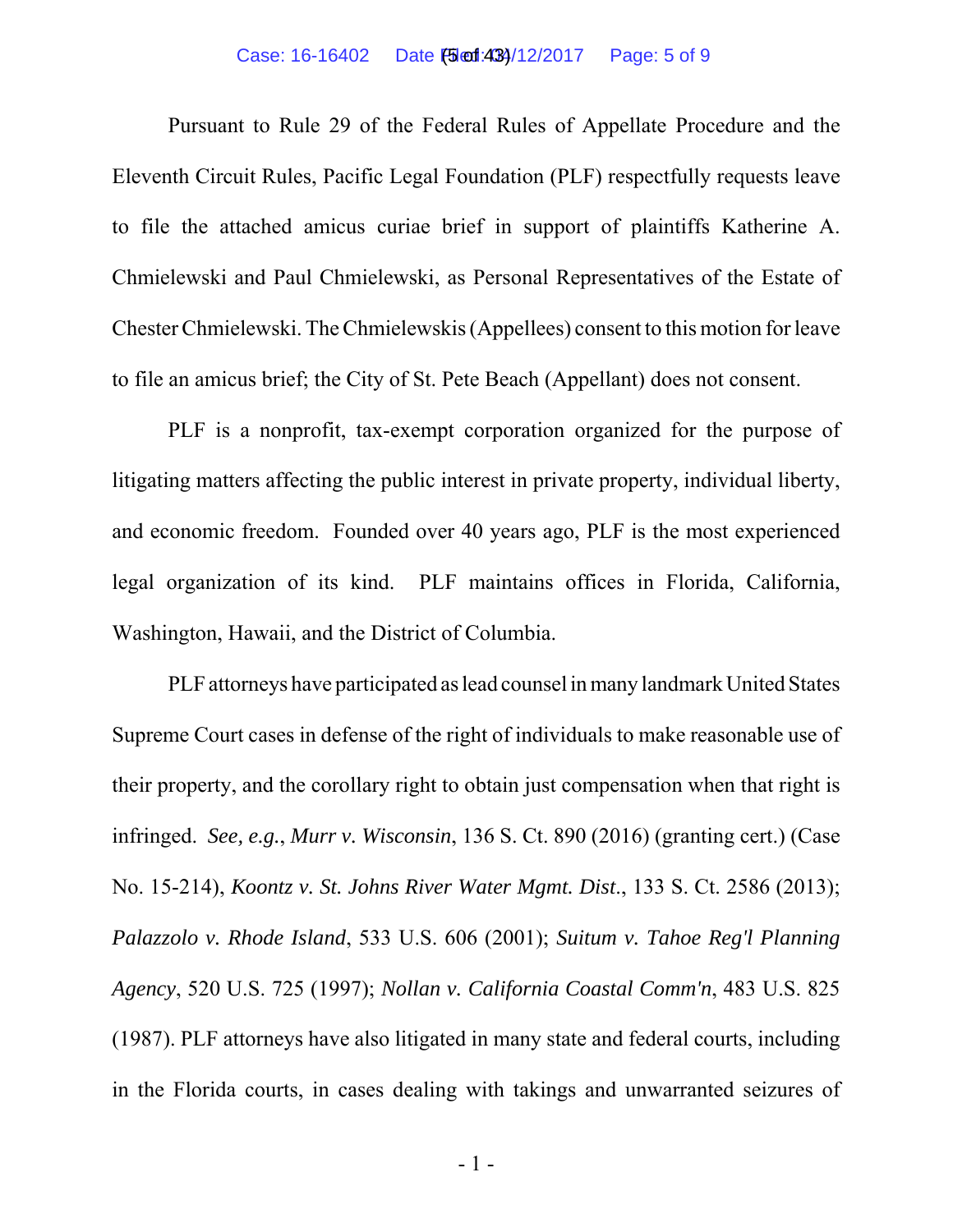Pursuant to Rule 29 of the Federal Rules of Appellate Procedure and the Eleventh Circuit Rules, Pacific Legal Foundation (PLF) respectfully requests leave to file the attached amicus curiae brief in support of plaintiffs Katherine A. Chmielewski and Paul Chmielewski, as Personal Representatives of the Estate of Chester Chmielewski. The Chmielewskis (Appellees) consent to this motion for leave to file an amicus brief; the City of St. Pete Beach (Appellant) does not consent.

PLF is a nonprofit, tax-exempt corporation organized for the purpose of litigating matters affecting the public interest in private property, individual liberty, and economic freedom. Founded over 40 years ago, PLF is the most experienced legal organization of its kind. PLF maintains offices in Florida, California, Washington, Hawaii, and the District of Columbia.

PLF attorneys have participated as lead counsel in many landmark United States Supreme Court cases in defense of the right of individuals to make reasonable use of their property, and the corollary right to obtain just compensation when that right is infringed. *See, e.g.*, *Murr v. Wisconsin*, 136 S. Ct. 890 (2016) (granting cert.) (Case No. 15-214), *Koontz v. St. Johns River Water Mgmt. Dist*., 133 S. Ct. 2586 (2013); *Palazzolo v. Rhode Island*, 533 U.S. 606 (2001); *Suitum v. Tahoe Reg'l Planning Agency*, 520 U.S. 725 (1997); *Nollan v. California Coastal Comm'n*, 483 U.S. 825 (1987). PLF attorneys have also litigated in many state and federal courts, including in the Florida courts, in cases dealing with takings and unwarranted seizures of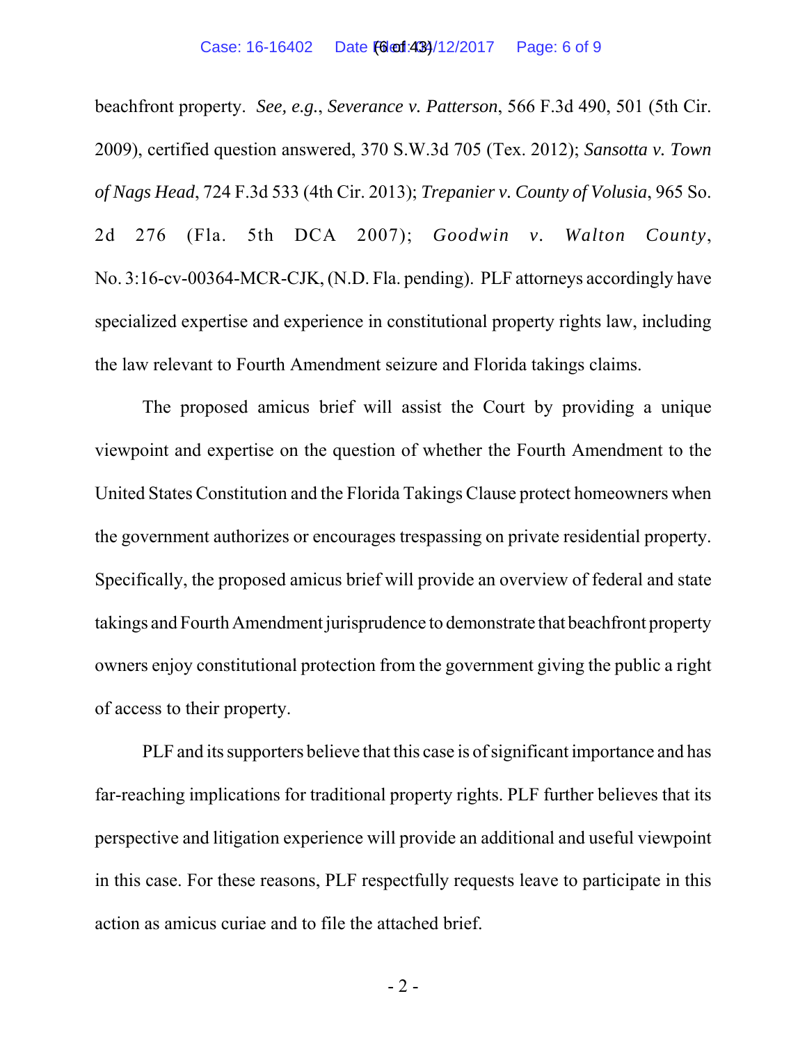beachfront property. *See, e.g.*, *Severance v. Patterson*, 566 F.3d 490, 501 (5th Cir. 2009), certified question answered, 370 S.W.3d 705 (Tex. 2012); *Sansotta v. Town of Nags Head*, 724 F.3d 533 (4th Cir. 2013); *Trepanier v. County of Volusia*, 965 So. 2d 276 (Fla. 5th DCA 2007); *Goodwin v. Walton County*, No. 3:16-cv-00364-MCR-CJK, (N.D. Fla. pending). PLF attorneys accordingly have specialized expertise and experience in constitutional property rights law, including the law relevant to Fourth Amendment seizure and Florida takings claims.

The proposed amicus brief will assist the Court by providing a unique viewpoint and expertise on the question of whether the Fourth Amendment to the United States Constitution and the Florida Takings Clause protect homeowners when the government authorizes or encourages trespassing on private residential property. Specifically, the proposed amicus brief will provide an overview of federal and state takings and Fourth Amendment jurisprudence to demonstrate that beachfront property owners enjoy constitutional protection from the government giving the public a right of access to their property.

PLF and its supporters believe that this case is of significant importance and has far-reaching implications for traditional property rights. PLF further believes that its perspective and litigation experience will provide an additional and useful viewpoint in this case. For these reasons, PLF respectfully requests leave to participate in this action as amicus curiae and to file the attached brief.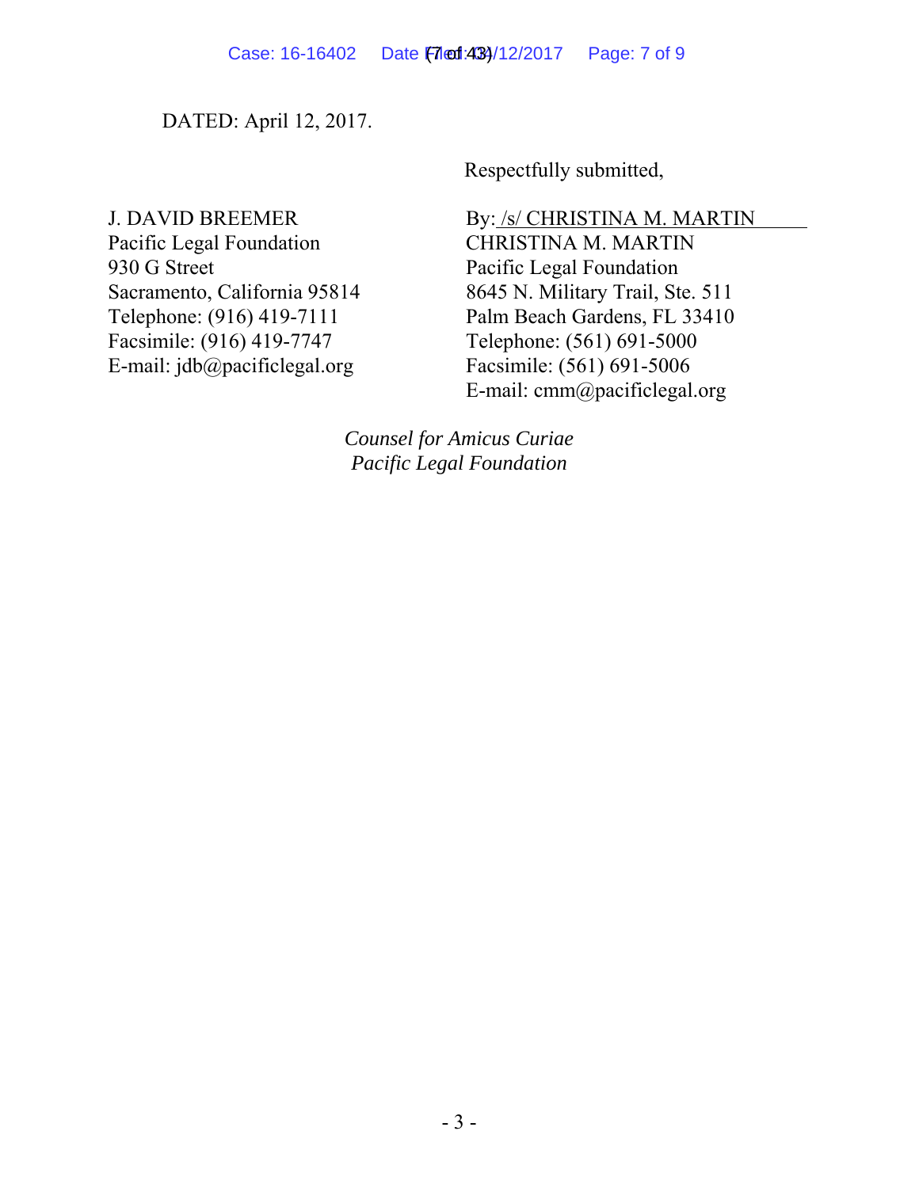DATED: April 12, 2017.

Respectfully submitted,

J. DAVID BREEMER
Pacific Legal Foundation
930 G Street
Sacramento, California 95814
Telephone: (916) 419-7111
Facsimile: (916) 419-7747
E-mail: jdb@pacificlegal.org

By: /s/ CHRISTINA M. MARTIN
CHRISTINA M. MARTIN
Pacific Legal Foundation
8645 N. Military Trail, Ste. 511
Palm Beach Gardens, FL 33410
Telephone: (561) 691-5000
Facsimile: (561) 691-5006
E-mail: cmm@pacificlegal.org

*Counsel for Amicus Curiae*
*Pacific Legal Foundation*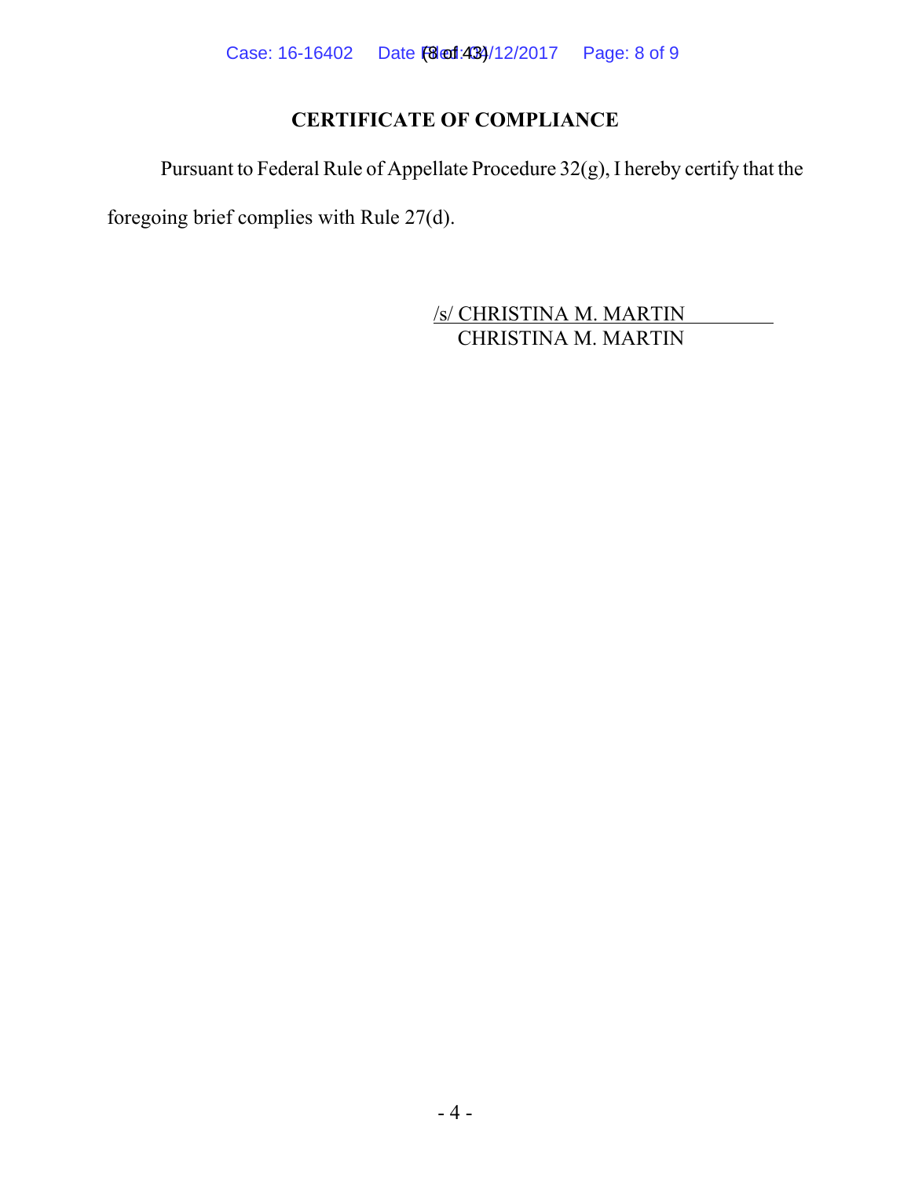## CERTIFICATE OF COMPLIANCE

Pursuant to Federal Rule of Appellate Procedure 32(g), I hereby certify that the foregoing brief complies with Rule 27(d).

/s/ CHRISTINA M. MARTIN
CHRISTINA M. MARTIN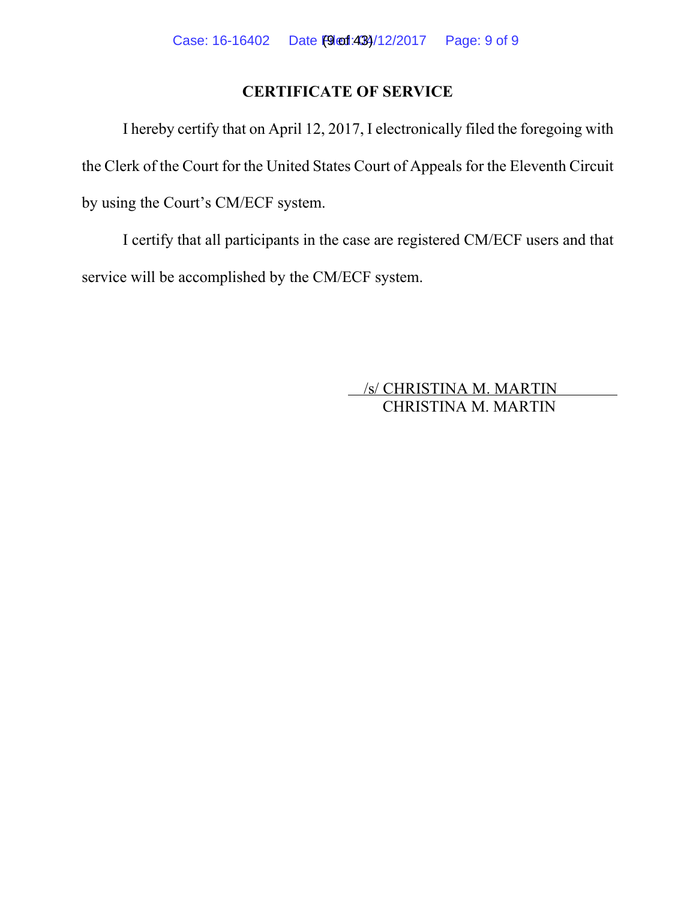## CERTIFICATE OF SERVICE

I hereby certify that on April 12, 2017, I electronically filed the foregoing with the Clerk of the Court for the United States Court of Appeals for the Eleventh Circuit by using the Court's CM/ECF system.

I certify that all participants in the case are registered CM/ECF users and that service will be accomplished by the CM/ECF system.

/s/ CHRISTINA M. MARTIN
CHRISTINA M. MARTIN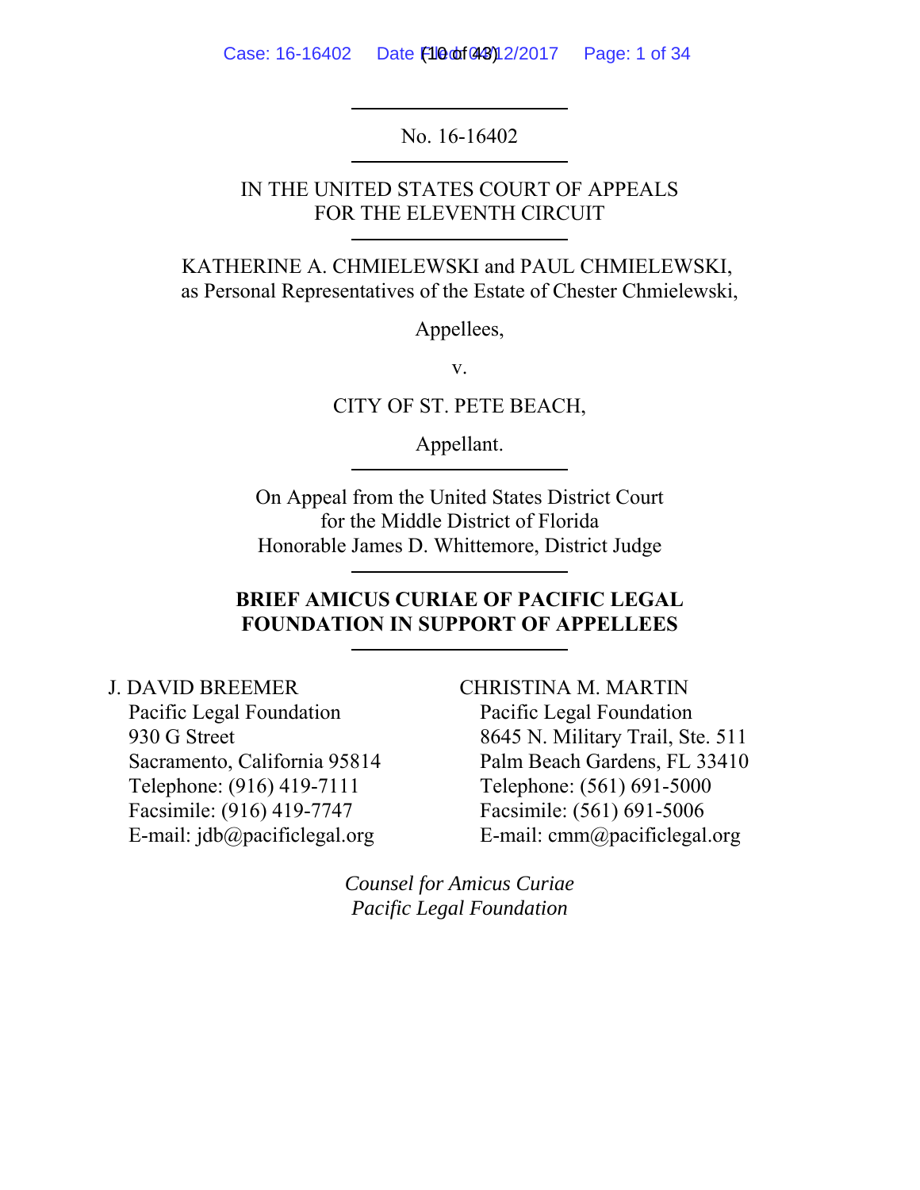No. 16-16402

IN THE UNITED STATES COURT OF APPEALS
FOR THE ELEVENTH CIRCUIT

KATHERINE A. CHMIELEWSKI and PAUL CHMIELEWSKI,
as Personal Representatives of the Estate of Chester Chmielewski,

Appellees,

v.

CITY OF ST. PETE BEACH,

Appellant.

On Appeal from the United States District Court
for the Middle District of Florida
Honorable James D. Whittemore, District Judge

**BRIEF AMICUS CURIAE OF PACIFIC LEGAL FOUNDATION IN SUPPORT OF APPELLEES**

J. DAVID BREEMER
Pacific Legal Foundation
930 G Street
Sacramento, California 95814
Telephone: (916) 419-7111
Facsimile: (916) 419-7747
E-mail: jdb@pacificlegal.org

CHRISTINA M. MARTIN
Pacific Legal Foundation
8645 N. Military Trail, Ste. 511
Palm Beach Gardens, FL 33410
Telephone: (561) 691-5000
Facsimile: (561) 691-5006
E-mail: cmm@pacificlegal.org

*Counsel for Amicus Curiae*
*Pacific Legal Foundation*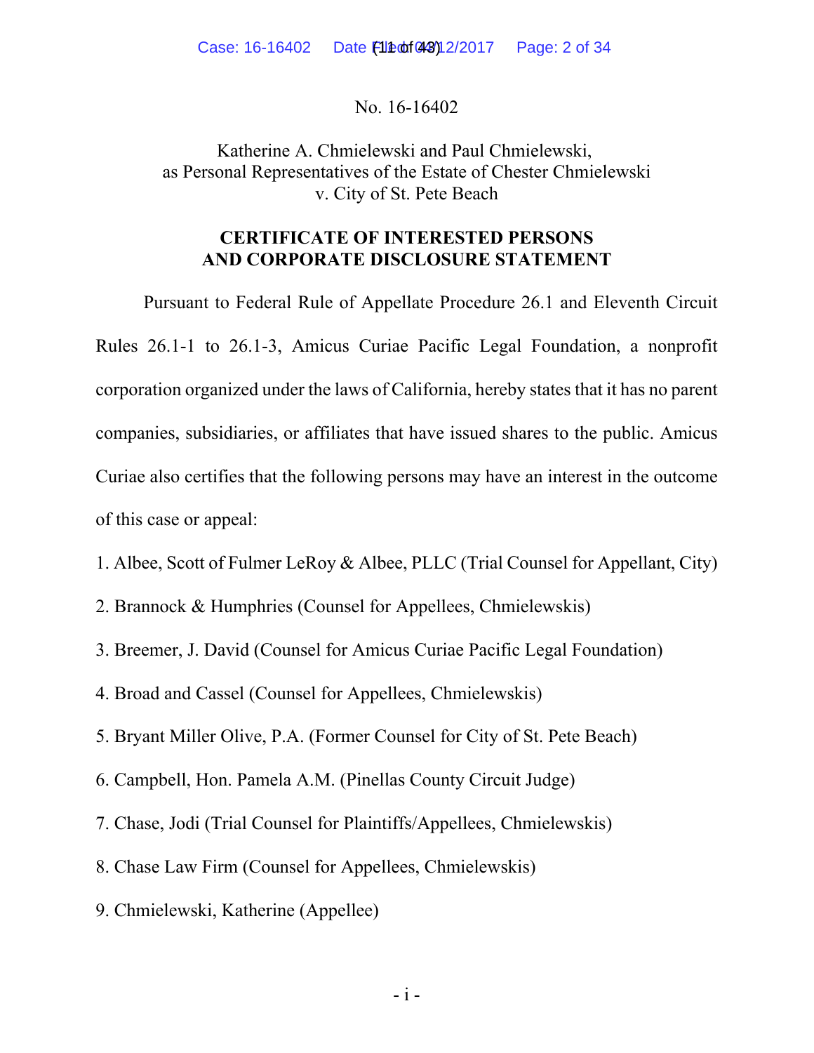No. 16-16402

Katherine A. Chmielewski and Paul Chmielewski,
as Personal Representatives of the Estate of Chester Chmielewski
v. City of St. Pete Beach

**CERTIFICATE OF INTERESTED PERSONS AND CORPORATE DISCLOSURE STATEMENT**

Pursuant to Federal Rule of Appellate Procedure 26.1 and Eleventh Circuit Rules 26.1-1 to 26.1-3, Amicus Curiae Pacific Legal Foundation, a nonprofit corporation organized under the laws of California, hereby states that it has no parent companies, subsidiaries, or affiliates that have issued shares to the public. Amicus Curiae also certifies that the following persons may have an interest in the outcome of this case or appeal:

1. Albee, Scott of Fulmer LeRoy & Albee, PLLC (Trial Counsel for Appellant, City)
2. Brannock & Humphries (Counsel for Appellees, Chmielewskis)
3. Breemer, J. David (Counsel for Amicus Curiae Pacific Legal Foundation)
4. Broad and Cassel (Counsel for Appellees, Chmielewskis)
5. Bryant Miller Olive, P.A. (Former Counsel for City of St. Pete Beach)
6. Campbell, Hon. Pamela A.M. (Pinellas County Circuit Judge)
7. Chase, Jodi (Trial Counsel for Plaintiffs/Appellees, Chmielewskis)
8. Chase Law Firm (Counsel for Appellees, Chmielewskis)
9. Chmielewski, Katherine (Appellee)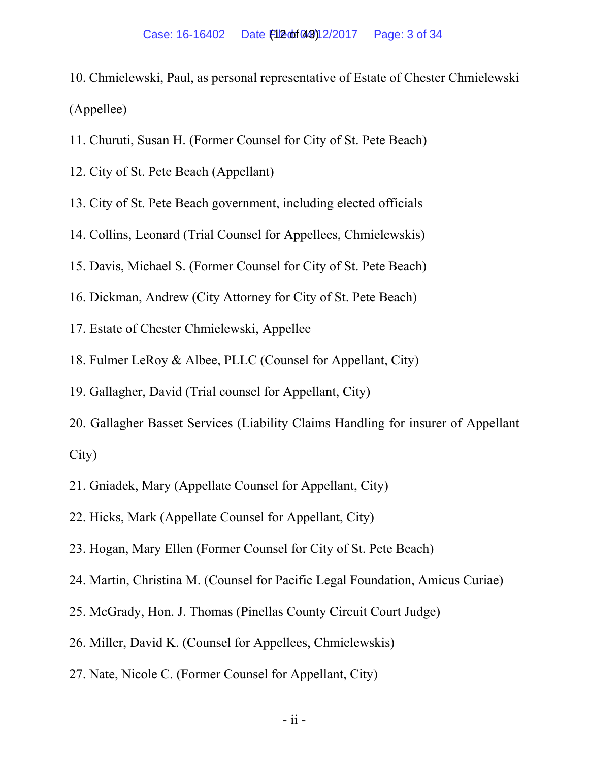10. Chmielewski, Paul, as personal representative of Estate of Chester Chmielewski (Appellee)

11. Churuti, Susan H. (Former Counsel for City of St. Pete Beach)

12. City of St. Pete Beach (Appellant)

13. City of St. Pete Beach government, including elected officials

14. Collins, Leonard (Trial Counsel for Appellees, Chmielewskis)

15. Davis, Michael S. (Former Counsel for City of St. Pete Beach)

16. Dickman, Andrew (City Attorney for City of St. Pete Beach)

17. Estate of Chester Chmielewski, Appellee

18. Fulmer LeRoy & Albee, PLLC (Counsel for Appellant, City)

19. Gallagher, David (Trial counsel for Appellant, City)

20. Gallagher Basset Services (Liability Claims Handling for insurer of Appellant City)

21. Gniadek, Mary (Appellate Counsel for Appellant, City)

22. Hicks, Mark (Appellate Counsel for Appellant, City)

23. Hogan, Mary Ellen (Former Counsel for City of St. Pete Beach)

24. Martin, Christina M. (Counsel for Pacific Legal Foundation, Amicus Curiae)

25. McGrady, Hon. J. Thomas (Pinellas County Circuit Court Judge)

26. Miller, David K. (Counsel for Appellees, Chmielewskis)

27. Nate, Nicole C. (Former Counsel for Appellant, City)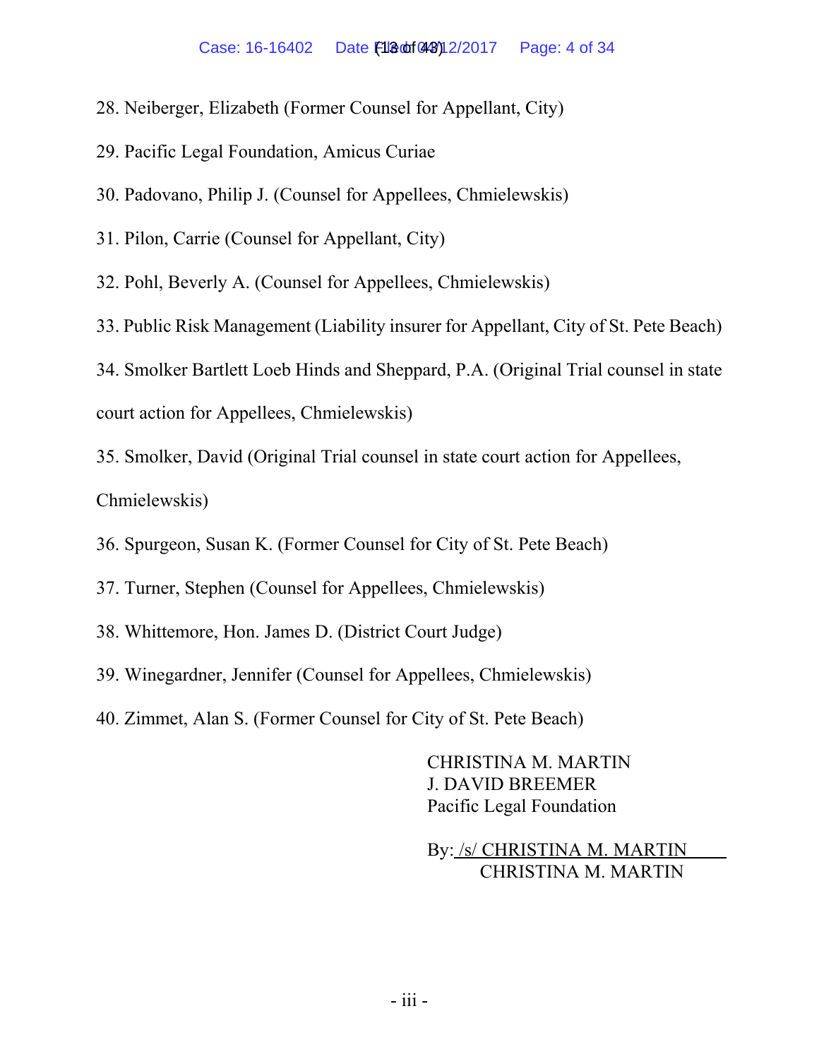28. Neiberger, Elizabeth (Former Counsel for Appellant, City)

29. Pacific Legal Foundation, Amicus Curiae

30. Padovano, Philip J. (Counsel for Appellees, Chmielewskis)

31. Pilon, Carrie (Counsel for Appellant, City)

32. Pohl, Beverly A. (Counsel for Appellees, Chmielewskis)

33. Public Risk Management (Liability insurer for Appellant, City of St. Pete Beach)

34. Smolker Bartlett Loeb Hinds and Sheppard, P.A. (Original Trial counsel in state court action for Appellees, Chmielewskis)

35. Smolker, David (Original Trial counsel in state court action for Appellees, Chmielewskis)

36. Spurgeon, Susan K. (Former Counsel for City of St. Pete Beach)

37. Turner, Stephen (Counsel for Appellees, Chmielewskis)

38. Whittemore, Hon. James D. (District Court Judge)

39. Winegardner, Jennifer (Counsel for Appellees, Chmielewskis)

40. Zimmet, Alan S. (Former Counsel for City of St. Pete Beach)

CHRISTINA M. MARTIN
J. DAVID BREEMER
Pacific Legal Foundation

By: /s/ CHRISTINA M. MARTIN
CHRISTINA M. MARTIN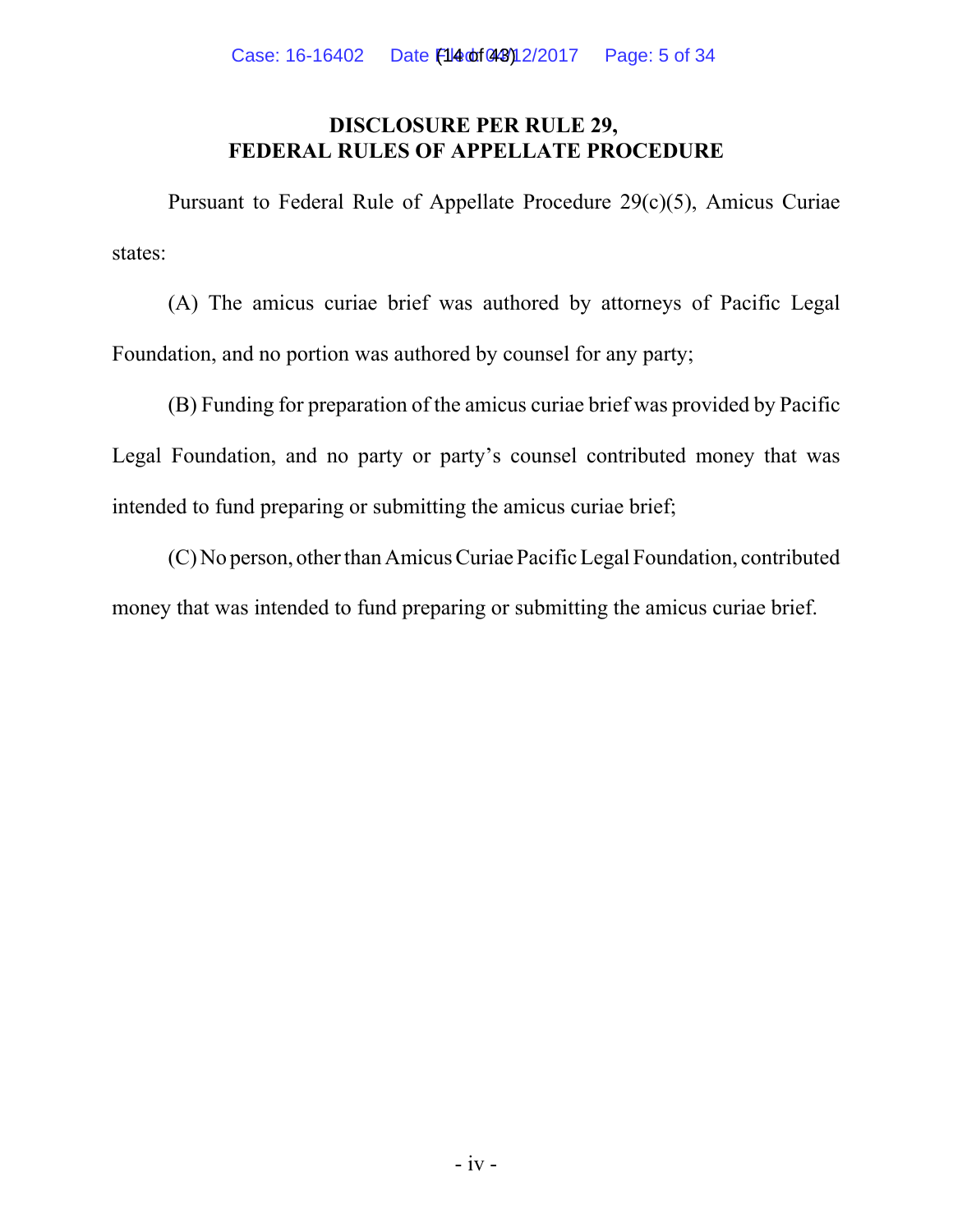## DISCLOSURE PER RULE 29, FEDERAL RULES OF APPELLATE PROCEDURE

Pursuant to Federal Rule of Appellate Procedure 29(c)(5), Amicus Curiae states:

(A) The amicus curiae brief was authored by attorneys of Pacific Legal Foundation, and no portion was authored by counsel for any party;

(B) Funding for preparation of the amicus curiae brief was provided by Pacific Legal Foundation, and no party or party's counsel contributed money that was intended to fund preparing or submitting the amicus curiae brief;

(C) No person, other than Amicus Curiae Pacific Legal Foundation, contributed money that was intended to fund preparing or submitting the amicus curiae brief.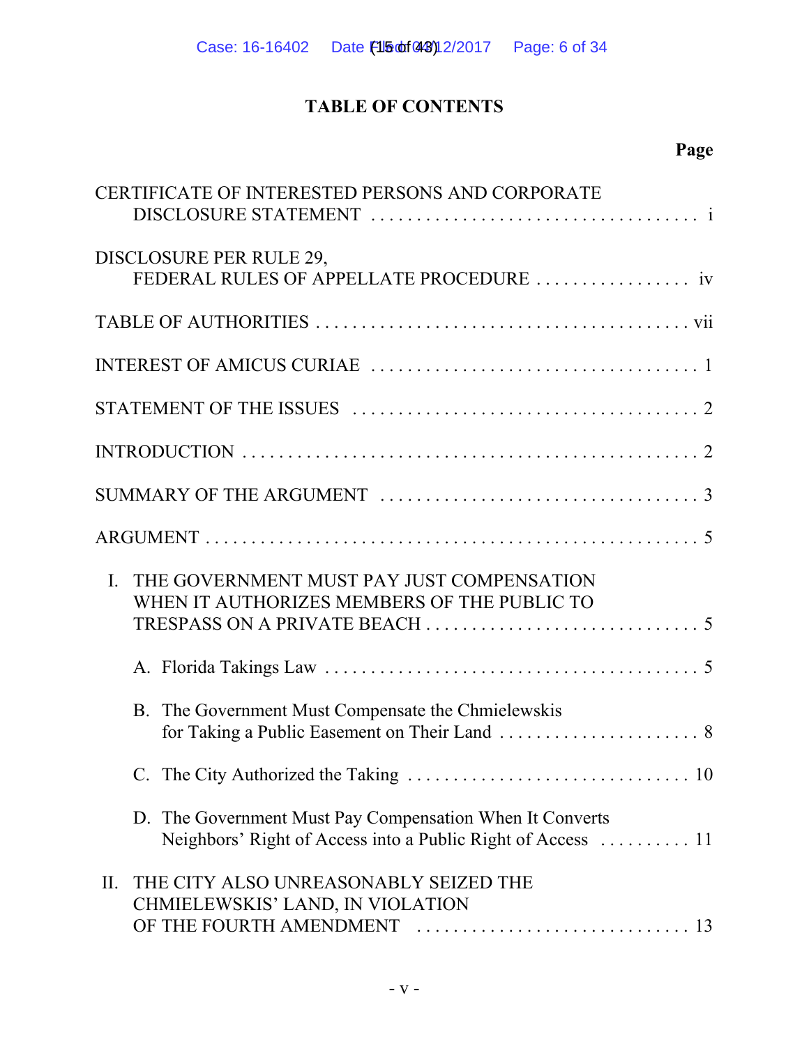## TABLE OF CONTENTS

| | Page |
|---|---|
| CERTIFICATE OF INTERESTED PERSONS AND CORPORATE DISCLOSURE STATEMENT | i |
| DISCLOSURE PER RULE 29, FEDERAL RULES OF APPELLATE PROCEDURE | iv |
| TABLE OF AUTHORITIES | vii |
| INTEREST OF AMICUS CURIAE | 1 |
| STATEMENT OF THE ISSUES | 2 |
| INTRODUCTION | 2 |
| SUMMARY OF THE ARGUMENT | 3 |
| ARGUMENT | 5 |
| I. THE GOVERNMENT MUST PAY JUST COMPENSATION WHEN IT AUTHORIZES MEMBERS OF THE PUBLIC TO TRESPASS ON A PRIVATE BEACH | 5 |
| A. Florida Takings Law | 5 |
| B. The Government Must Compensate the Chmielewskis for Taking a Public Easement on Their Land | 8 |
| C. The City Authorized the Taking | 10 |
| D. The Government Must Pay Compensation When It Converts Neighbors' Right of Access into a Public Right of Access | 11 |
| II. THE CITY ALSO UNREASONABLY SEIZED THE CHMIELEWSKIS' LAND, IN VIOLATION OF THE FOURTH AMENDMENT | 13 |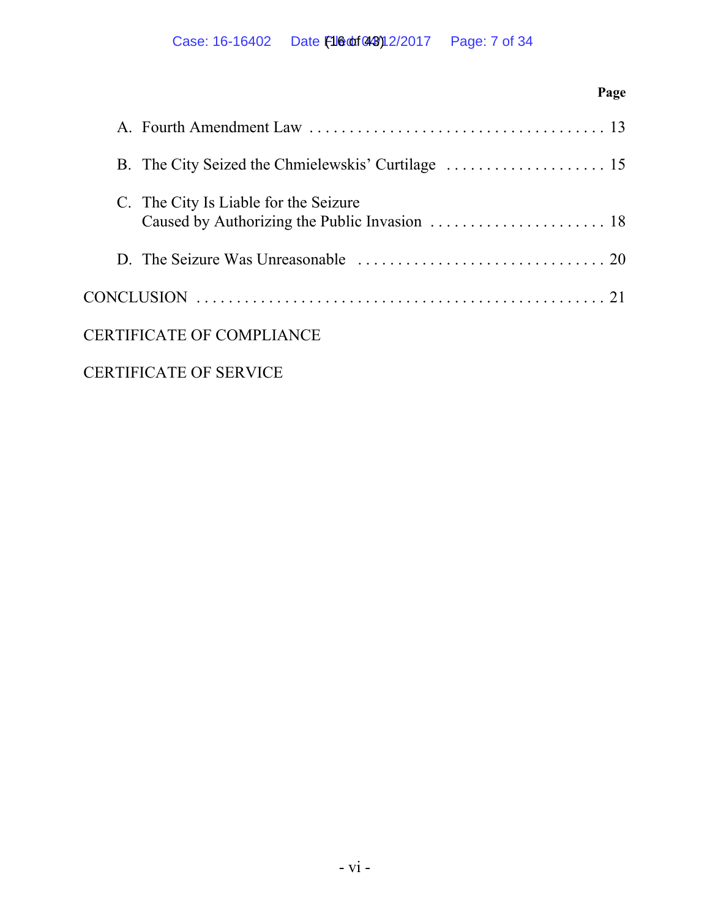| | Page |
|---|---|
| A. Fourth Amendment Law | 13 |
| B. The City Seized the Chmielewskis' Curtilage | 15 |
| C. The City Is Liable for the Seizure Caused by Authorizing the Public Invasion | 18 |
| D. The Seizure Was Unreasonable | 20 |
| CONCLUSION | 21 |
| CERTIFICATE OF COMPLIANCE | |
| CERTIFICATE OF SERVICE | |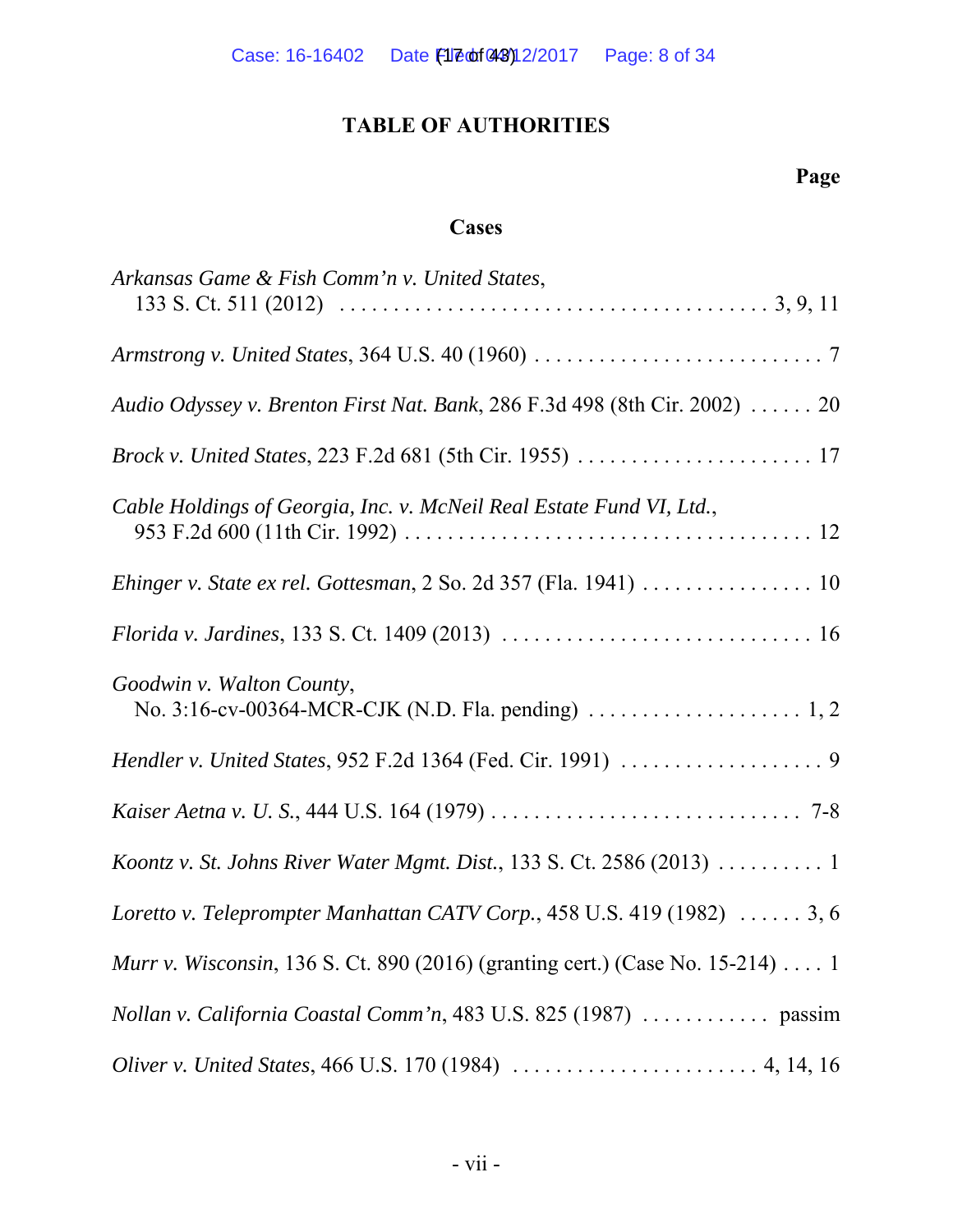## TABLE OF AUTHORITIES

**Page**

### Cases

*Arkansas Game & Fish Comm'n v. United States*, 133 S. Ct. 511 (2012) . . . . . . . . . . . . . . . . . . . . . . . . . . . . . . . . . . . . . . . 3, 9, 11

*Armstrong v. United States*, 364 U.S. 40 (1960) . . . . . . . . . . . . . . . . . . . . . . . . . . . 7

*Audio Odyssey v. Brenton First Nat. Bank*, 286 F.3d 498 (8th Cir. 2002) . . . . . . 20

*Brock v. United States*, 223 F.2d 681 (5th Cir. 1955) . . . . . . . . . . . . . . . . . . . . . . 17

*Cable Holdings of Georgia, Inc. v. McNeil Real Estate Fund VI, Ltd.*, 953 F.2d 600 (11th Cir. 1992) . . . . . . . . . . . . . . . . . . . . . . . . . . . . . . . . . . . . . . 12

*Ehinger v. State ex rel. Gottesman*, 2 So. 2d 357 (Fla. 1941) . . . . . . . . . . . . . . . . 10

*Florida v. Jardines*, 133 S. Ct. 1409 (2013) . . . . . . . . . . . . . . . . . . . . . . . . . . . . . 16

*Goodwin v. Walton County*, No. 3:16-cv-00364-MCR-CJK (N.D. Fla. pending) . . . . . . . . . . . . . . . . . . . . 1, 2

*Hendler v. United States*, 952 F.2d 1364 (Fed. Cir. 1991) . . . . . . . . . . . . . . . . . . . 9

*Kaiser Aetna v. U. S.*, 444 U.S. 164 (1979) . . . . . . . . . . . . . . . . . . . . . . . . . . . . . 7-8

*Koontz v. St. Johns River Water Mgmt. Dist.*, 133 S. Ct. 2586 (2013) . . . . . . . . . . 1

*Loretto v. Teleprompter Manhattan CATV Corp.*, 458 U.S. 419 (1982) . . . . . . 3, 6

*Murr v. Wisconsin*, 136 S. Ct. 890 (2016) (granting cert.) (Case No. 15-214) . . . . 1

*Nollan v. California Coastal Comm'n*, 483 U.S. 825 (1987) . . . . . . . . . . . . passim

*Oliver v. United States*, 466 U.S. 170 (1984) . . . . . . . . . . . . . . . . . . . . . . . 4, 14, 16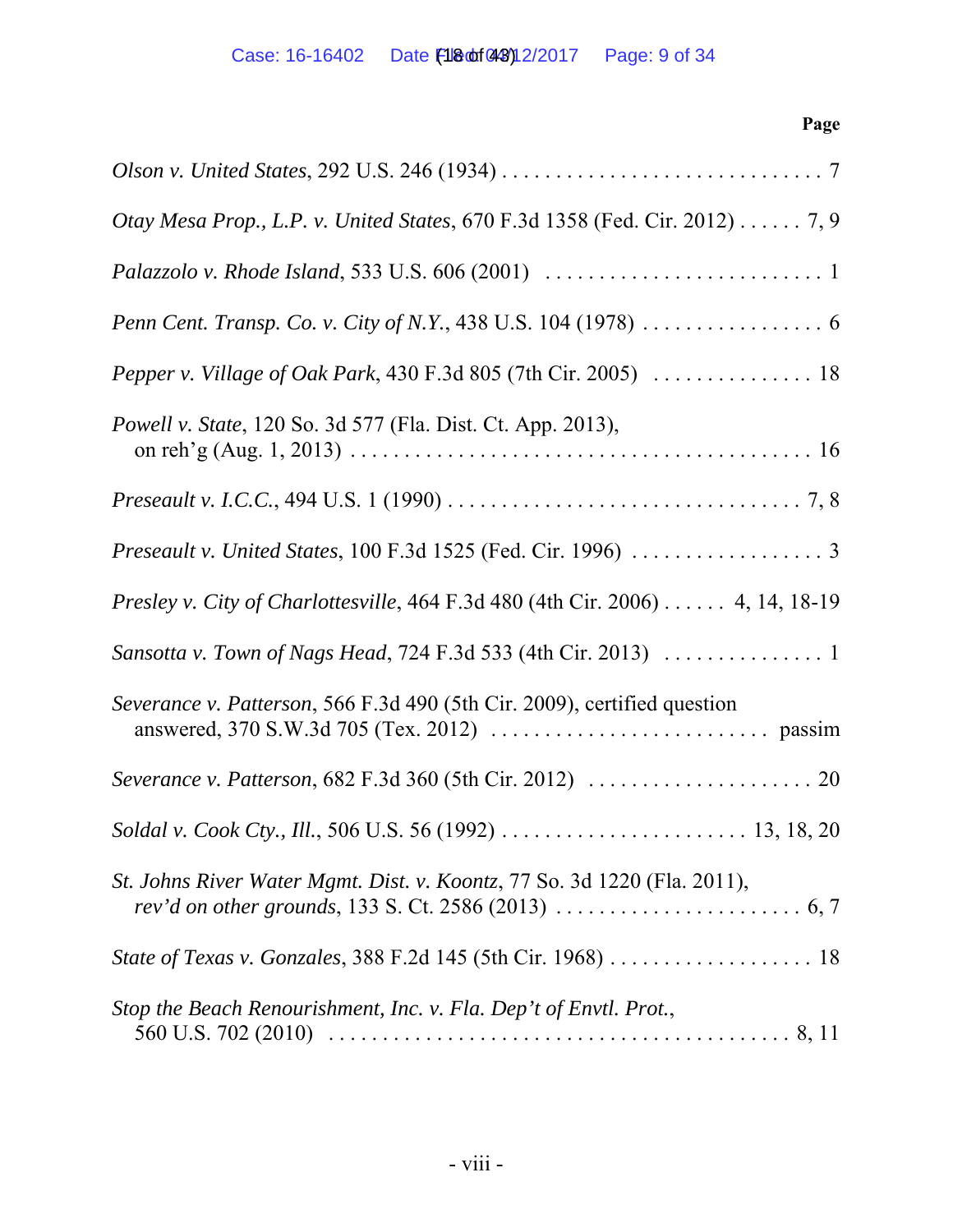**Page**

*Olson v. United States*, 292 U.S. 246 (1934) . . . . . . . . . . . . . . . . . . . . . . . . . . . . . . 7

*Otay Mesa Prop., L.P. v. United States*, 670 F.3d 1358 (Fed. Cir. 2012) . . . . . . 7, 9

*Palazzolo v. Rhode Island*, 533 U.S. 606 (2001) . . . . . . . . . . . . . . . . . . . . . . . . . . 1

*Penn Cent. Transp. Co. v. City of N.Y.*, 438 U.S. 104 (1978) . . . . . . . . . . . . . . . . . 6

*Pepper v. Village of Oak Park*, 430 F.3d 805 (7th Cir. 2005) . . . . . . . . . . . . . . . 18

*Powell v. State*, 120 So. 3d 577 (Fla. Dist. Ct. App. 2013), on reh'g (Aug. 1, 2013) . . . . . . . . . . . . . . . . . . . . . . . . . . . . . . . . . . . . . . . . . . 16

*Preseault v. I.C.C.*, 494 U.S. 1 (1990) . . . . . . . . . . . . . . . . . . . . . . . . . . . . . . . . . 7, 8

*Preseault v. United States*, 100 F.3d 1525 (Fed. Cir. 1996) . . . . . . . . . . . . . . . . . . 3

*Presley v. City of Charlottesville*, 464 F.3d 480 (4th Cir. 2006) . . . . . . 4, 14, 18-19

*Sansotta v. Town of Nags Head*, 724 F.3d 533 (4th Cir. 2013) . . . . . . . . . . . . . . . 1

*Severance v. Patterson*, 566 F.3d 490 (5th Cir. 2009), certified question answered, 370 S.W.3d 705 (Tex. 2012) . . . . . . . . . . . . . . . . . . . . . . . . . . passim

*Severance v. Patterson*, 682 F.3d 360 (5th Cir. 2012) . . . . . . . . . . . . . . . . . . . . . 20

*Soldal v. Cook Cty., Ill.*, 506 U.S. 56 (1992) . . . . . . . . . . . . . . . . . . . . . . . 13, 18, 20

*St. Johns River Water Mgmt. Dist. v. Koontz*, 77 So. 3d 1220 (Fla. 2011), *rev'd on other grounds*, 133 S. Ct. 2586 (2013) . . . . . . . . . . . . . . . . . . . . . . . 6, 7

*State of Texas v. Gonzales*, 388 F.2d 145 (5th Cir. 1968) . . . . . . . . . . . . . . . . . . . 18

*Stop the Beach Renourishment, Inc. v. Fla. Dep't of Envtl. Prot.*, 560 U.S. 702 (2010) . . . . . . . . . . . . . . . . . . . . . . . . . . . . . . . . . . . . . . . . . . 8, 11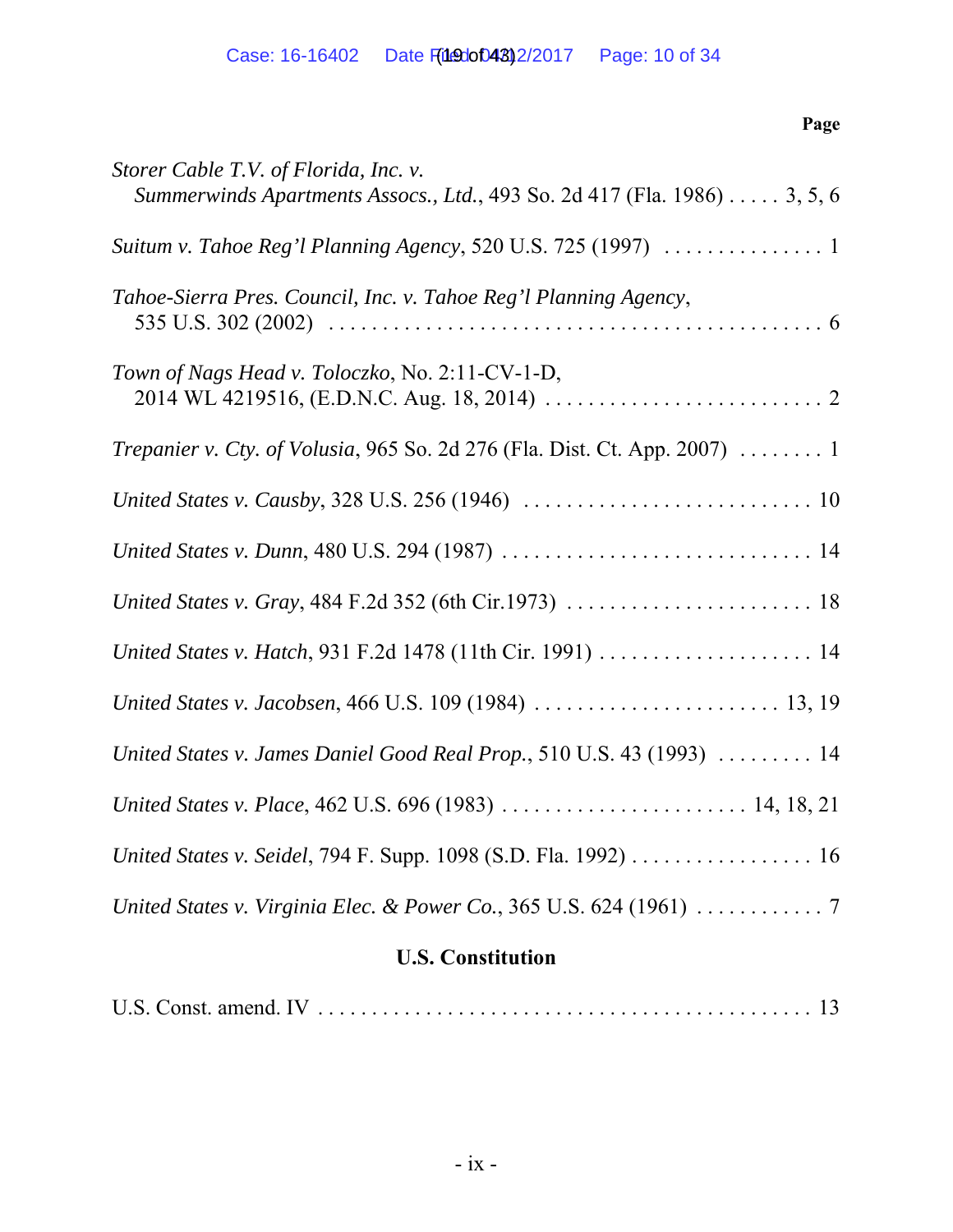**Page**

*Storer Cable T.V. of Florida, Inc. v. Summerwinds Apartments Assocs., Ltd.*, 493 So. 2d 417 (Fla. 1986) . . . . . 3, 5, 6

*Suitum v. Tahoe Reg'l Planning Agency*, 520 U.S. 725 (1997) . . . . . . . . . . . . . . . 1

*Tahoe-Sierra Pres. Council, Inc. v. Tahoe Reg'l Planning Agency*, 535 U.S. 302 (2002) . . . . . . . . . . . . . . . . . . . . . . . . . . . . . . . . . . . . . . . . . 6

*Town of Nags Head v. Toloczko*, No. 2:11-CV-1-D, 2014 WL 4219516, (E.D.N.C. Aug. 18, 2014) . . . . . . . . . . . . . . . . . . . . . . . . . . 2

*Trepanier v. Cty. of Volusia*, 965 So. 2d 276 (Fla. Dist. Ct. App. 2007) . . . . . . . . 1

*United States v. Causby*, 328 U.S. 256 (1946) . . . . . . . . . . . . . . . . . . . . . . . . . . . 10

*United States v. Dunn*, 480 U.S. 294 (1987) . . . . . . . . . . . . . . . . . . . . . . . . . . . . . 14

*United States v. Gray*, 484 F.2d 352 (6th Cir.1973) . . . . . . . . . . . . . . . . . . . . . . . 18

*United States v. Hatch*, 931 F.2d 1478 (11th Cir. 1991) . . . . . . . . . . . . . . . . . . . . 14

*United States v. Jacobsen*, 466 U.S. 109 (1984) . . . . . . . . . . . . . . . . . . . . . . . 13, 19

*United States v. James Daniel Good Real Prop.*, 510 U.S. 43 (1993) . . . . . . . . . 14

*United States v. Place*, 462 U.S. 696 (1983) . . . . . . . . . . . . . . . . . . . . . . . 14, 18, 21

*United States v. Seidel*, 794 F. Supp. 1098 (S.D. Fla. 1992) . . . . . . . . . . . . . . . . . 16

*United States v. Virginia Elec. & Power Co.*, 365 U.S. 624 (1961) . . . . . . . . . . . . 7

## U.S. Constitution

U.S. Const. amend. IV . . . . . . . . . . . . . . . . . . . . . . . . . . . . . . . . . . . . . . . . . . . . . 13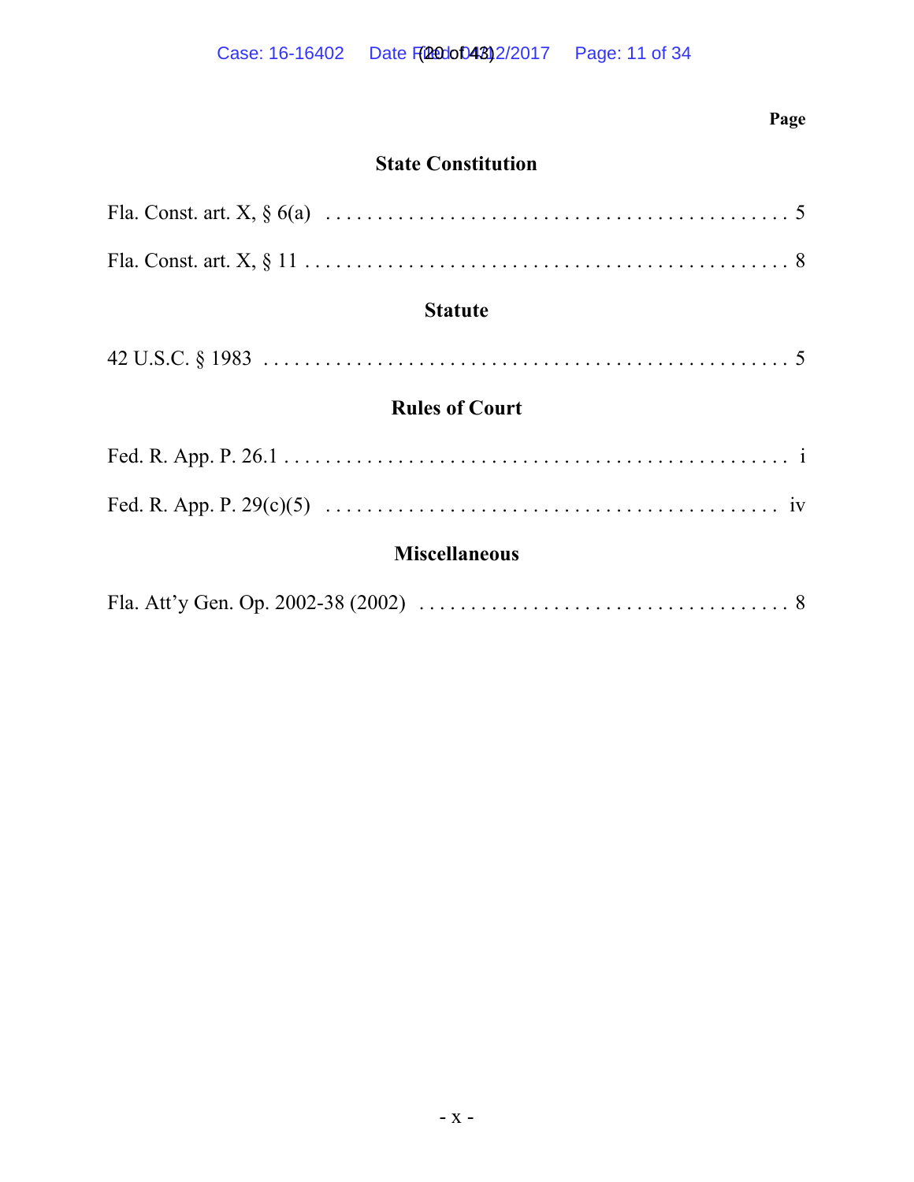Page

## State Constitution

Fla. Const. art. X, § 6(a) . . . . . . . . . . . . . . . . . . . . . . . . . . . . . . . . . . . . . . . . . . . 5

Fla. Const. art. X, § 11 . . . . . . . . . . . . . . . . . . . . . . . . . . . . . . . . . . . . . . . . . . . . . 8

## Statute

42 U.S.C. § 1983 . . . . . . . . . . . . . . . . . . . . . . . . . . . . . . . . . . . . . . . . . . . . . . . . 5

## Rules of Court

Fed. R. App. P. 26.1 . . . . . . . . . . . . . . . . . . . . . . . . . . . . . . . . . . . . . . . . . . . . . . i

Fed. R. App. P. 29(c)(5) . . . . . . . . . . . . . . . . . . . . . . . . . . . . . . . . . . . . . . . . . . iv

## Miscellaneous

Fla. Att'y Gen. Op. 2002-38 (2002) . . . . . . . . . . . . . . . . . . . . . . . . . . . . . . . . . . . 8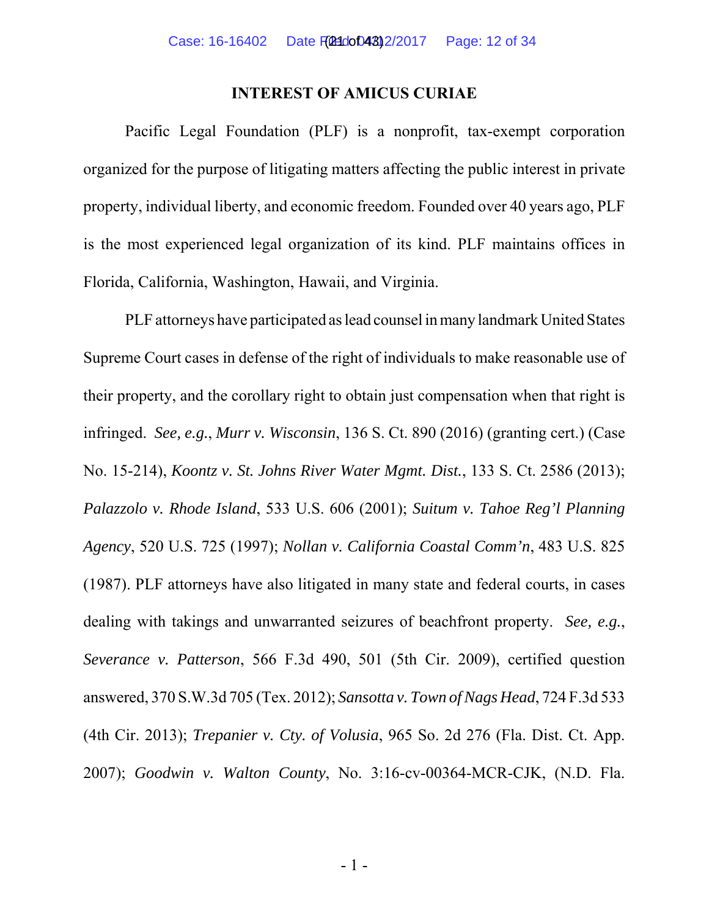## INTEREST OF AMICUS CURIAE

Pacific Legal Foundation (PLF) is a nonprofit, tax-exempt corporation organized for the purpose of litigating matters affecting the public interest in private property, individual liberty, and economic freedom. Founded over 40 years ago, PLF is the most experienced legal organization of its kind. PLF maintains offices in Florida, California, Washington, Hawaii, and Virginia.

PLF attorneys have participated as lead counsel in many landmark United States Supreme Court cases in defense of the right of individuals to make reasonable use of their property, and the corollary right to obtain just compensation when that right is infringed. *See, e.g.*, *Murr v. Wisconsin*, 136 S. Ct. 890 (2016) (granting cert.) (Case No. 15-214), *Koontz v. St. Johns River Water Mgmt. Dist.*, 133 S. Ct. 2586 (2013); *Palazzolo v. Rhode Island*, 533 U.S. 606 (2001); *Suitum v. Tahoe Reg'l Planning Agency*, 520 U.S. 725 (1997); *Nollan v. California Coastal Comm'n*, 483 U.S. 825 (1987). PLF attorneys have also litigated in many state and federal courts, in cases dealing with takings and unwarranted seizures of beachfront property. *See, e.g.*, *Severance v. Patterson*, 566 F.3d 490, 501 (5th Cir. 2009), certified question answered, 370 S.W.3d 705 (Tex. 2012); *Sansotta v. Town of Nags Head*, 724 F.3d 533 (4th Cir. 2013); *Trepanier v. Cty. of Volusia*, 965 So. 2d 276 (Fla. Dist. Ct. App. 2007); *Goodwin v. Walton County*, No. 3:16-cv-00364-MCR-CJK, (N.D. Fla.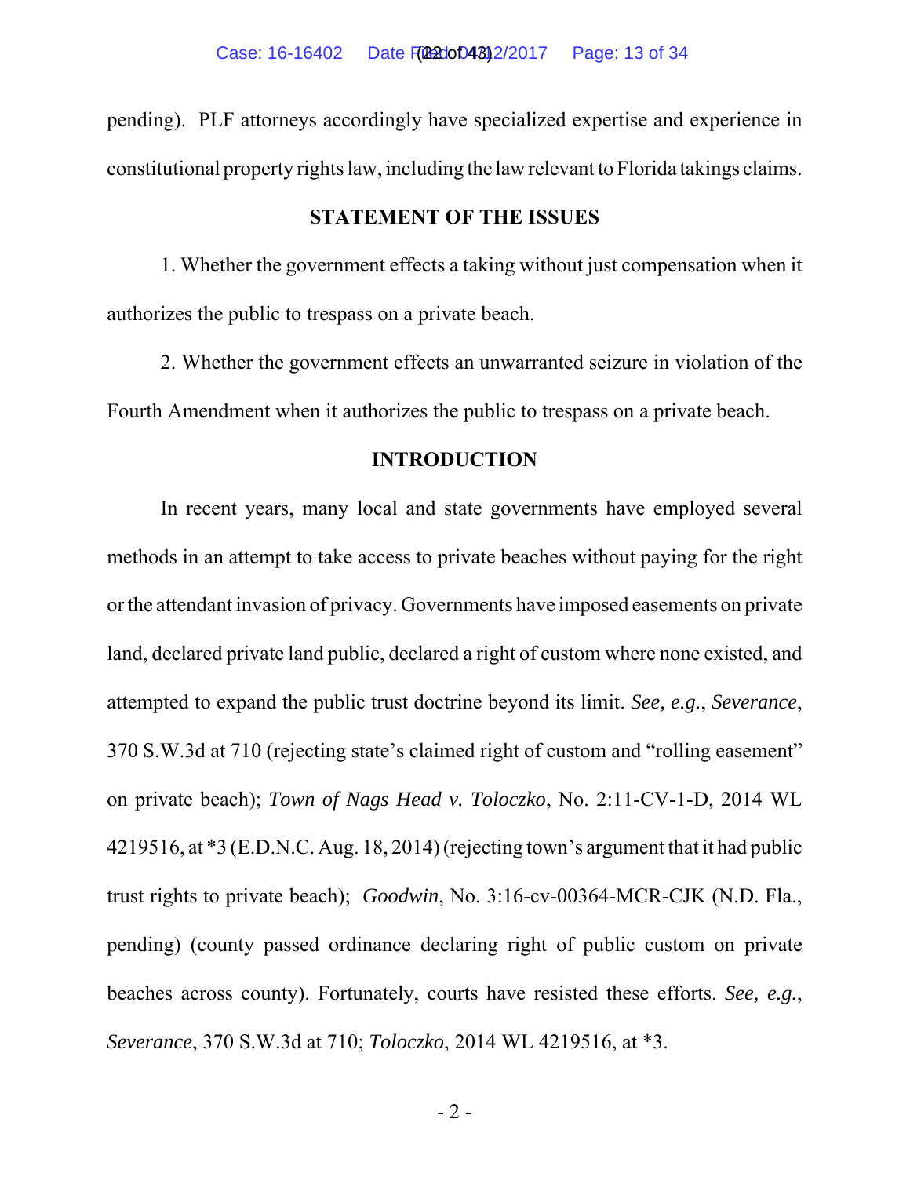pending). PLF attorneys accordingly have specialized expertise and experience in constitutional property rights law, including the law relevant to Florida takings claims.

## STATEMENT OF THE ISSUES

1. Whether the government effects a taking without just compensation when it authorizes the public to trespass on a private beach.

2. Whether the government effects an unwarranted seizure in violation of the Fourth Amendment when it authorizes the public to trespass on a private beach.

## INTRODUCTION

In recent years, many local and state governments have employed several methods in an attempt to take access to private beaches without paying for the right or the attendant invasion of privacy. Governments have imposed easements on private land, declared private land public, declared a right of custom where none existed, and attempted to expand the public trust doctrine beyond its limit. *See, e.g.*, *Severance*, 370 S.W.3d at 710 (rejecting state's claimed right of custom and "rolling easement" on private beach); *Town of Nags Head v. Toloczko*, No. 2:11-CV-1-D, 2014 WL 4219516, at *3 (E.D.N.C. Aug. 18, 2014) (rejecting town's argument that it had public trust rights to private beach); *Goodwin*, No. 3:16-cv-00364-MCR-CJK (N.D. Fla., pending) (county passed ordinance declaring right of public custom on private beaches across county). Fortunately, courts have resisted these efforts. *See, e.g.*, *Severance*, 370 S.W.3d at 710; *Toloczko*, 2014 WL 4219516, at *3.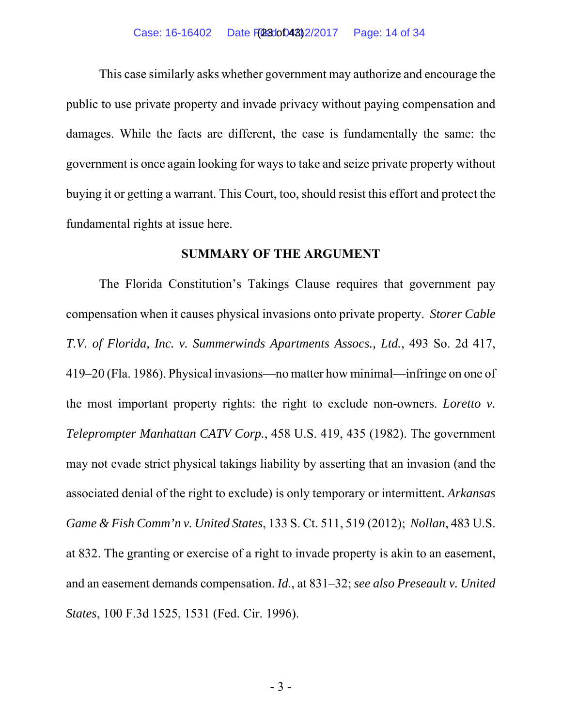This case similarly asks whether government may authorize and encourage the public to use private property and invade privacy without paying compensation and damages. While the facts are different, the case is fundamentally the same: the government is once again looking for ways to take and seize private property without buying it or getting a warrant. This Court, too, should resist this effort and protect the fundamental rights at issue here.

## SUMMARY OF THE ARGUMENT

The Florida Constitution's Takings Clause requires that government pay compensation when it causes physical invasions onto private property. *Storer Cable T.V. of Florida, Inc. v. Summerwinds Apartments Assocs., Ltd.*, 493 So. 2d 417, 419–20 (Fla. 1986). Physical invasions—no matter how minimal—infringe on one of the most important property rights: the right to exclude non-owners. *Loretto v. Teleprompter Manhattan CATV Corp.*, 458 U.S. 419, 435 (1982). The government may not evade strict physical takings liability by asserting that an invasion (and the associated denial of the right to exclude) is only temporary or intermittent. *Arkansas Game & Fish Comm'n v. United States*, 133 S. Ct. 511, 519 (2012); *Nollan*, 483 U.S. at 832. The granting or exercise of a right to invade property is akin to an easement, and an easement demands compensation. *Id.*, at 831–32; *see also Preseault v. United States*, 100 F.3d 1525, 1531 (Fed. Cir. 1996).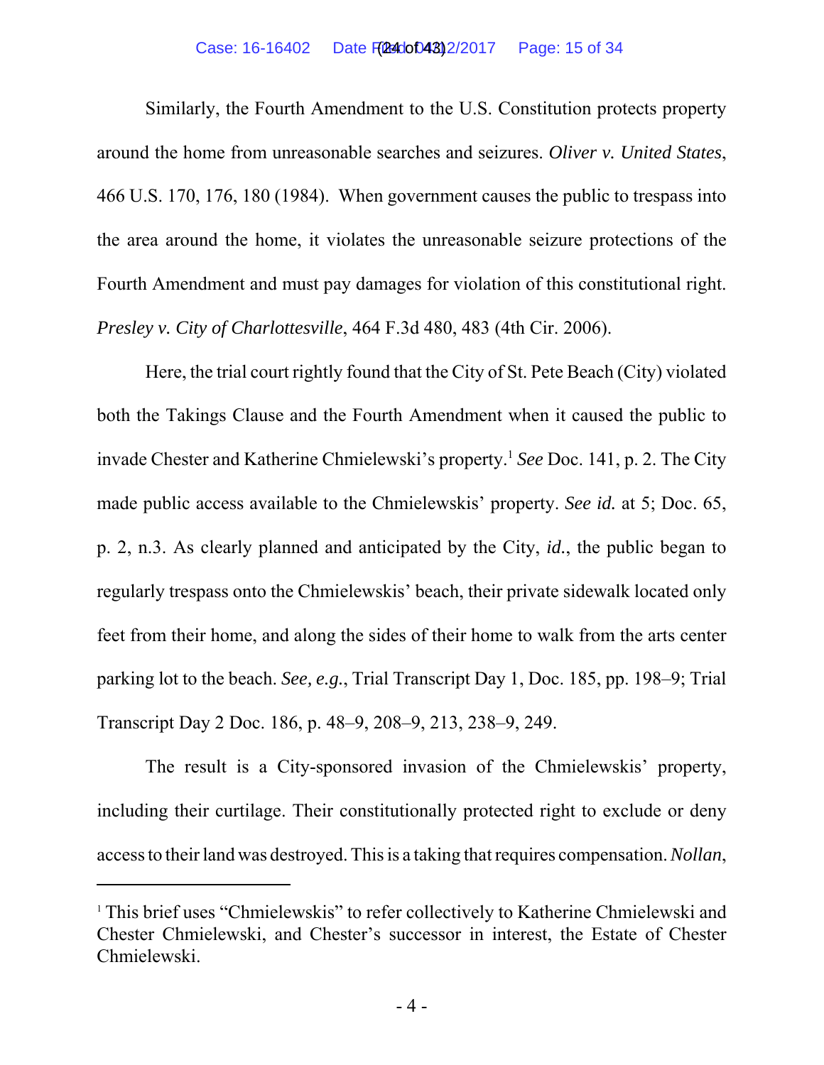Similarly, the Fourth Amendment to the U.S. Constitution protects property around the home from unreasonable searches and seizures. *Oliver v. United States*, 466 U.S. 170, 176, 180 (1984). When government causes the public to trespass into the area around the home, it violates the unreasonable seizure protections of the Fourth Amendment and must pay damages for violation of this constitutional right. *Presley v. City of Charlottesville*, 464 F.3d 480, 483 (4th Cir. 2006).

Here, the trial court rightly found that the City of St. Pete Beach (City) violated both the Takings Clause and the Fourth Amendment when it caused the public to invade Chester and Katherine Chmielewski's property.[1] *See* Doc. 141, p. 2. The City made public access available to the Chmielewskis' property. *See id.* at 5; Doc. 65, p. 2, n.3. As clearly planned and anticipated by the City, *id.*, the public began to regularly trespass onto the Chmielewskis' beach, their private sidewalk located only feet from their home, and along the sides of their home to walk from the arts center parking lot to the beach. *See, e.g.*, Trial Transcript Day 1, Doc. 185, pp. 198–9; Trial Transcript Day 2 Doc. 186, p. 48–9, 208–9, 213, 238–9, 249.

The result is a City-sponsored invasion of the Chmielewskis' property, including their curtilage. Their constitutionally protected right to exclude or deny access to their land was destroyed. This is a taking that requires compensation. *Nollan*,

[1] This brief uses "Chmielewskis" to refer collectively to Katherine Chmielewski and Chester Chmielewski, and Chester's successor in interest, the Estate of Chester Chmielewski.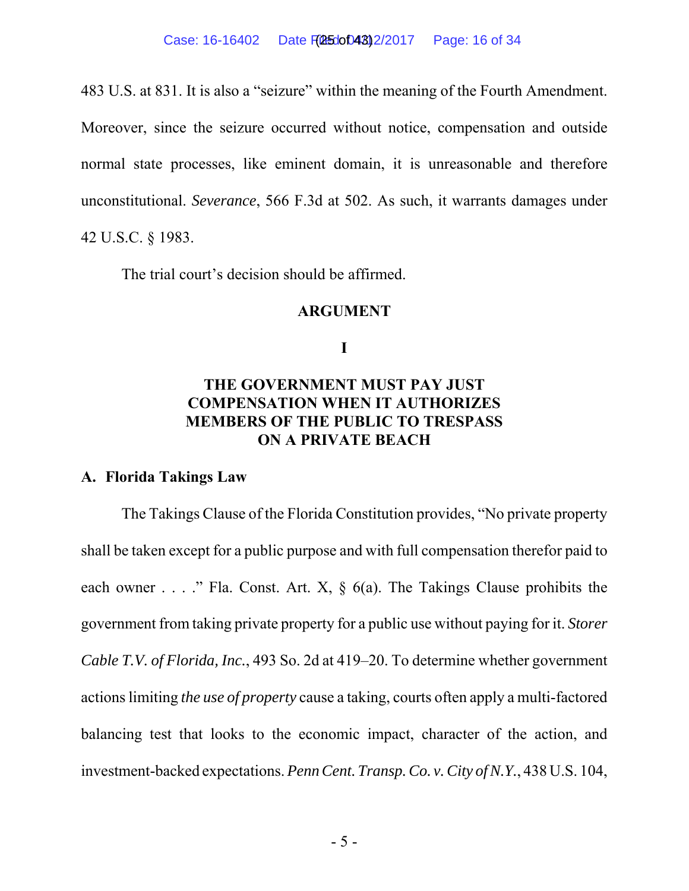483 U.S. at 831. It is also a "seizure" within the meaning of the Fourth Amendment. Moreover, since the seizure occurred without notice, compensation and outside normal state processes, like eminent domain, it is unreasonable and therefore unconstitutional. *Severance*, 566 F.3d at 502. As such, it warrants damages under 42 U.S.C. § 1983.

The trial court's decision should be affirmed.

## ARGUMENT

### I

### THE GOVERNMENT MUST PAY JUST COMPENSATION WHEN IT AUTHORIZES MEMBERS OF THE PUBLIC TO TRESPASS ON A PRIVATE BEACH

#### A. Florida Takings Law

The Takings Clause of the Florida Constitution provides, "No private property shall be taken except for a public purpose and with full compensation therefor paid to each owner . . . ." Fla. Const. Art. X, § 6(a). The Takings Clause prohibits the government from taking private property for a public use without paying for it. *Storer Cable T.V. of Florida, Inc.*, 493 So. 2d at 419–20. To determine whether government actions limiting *the use of property* cause a taking, courts often apply a multi-factored balancing test that looks to the economic impact, character of the action, and investment-backed expectations. *Penn Cent. Transp. Co. v. City of N.Y.*, 438 U.S. 104,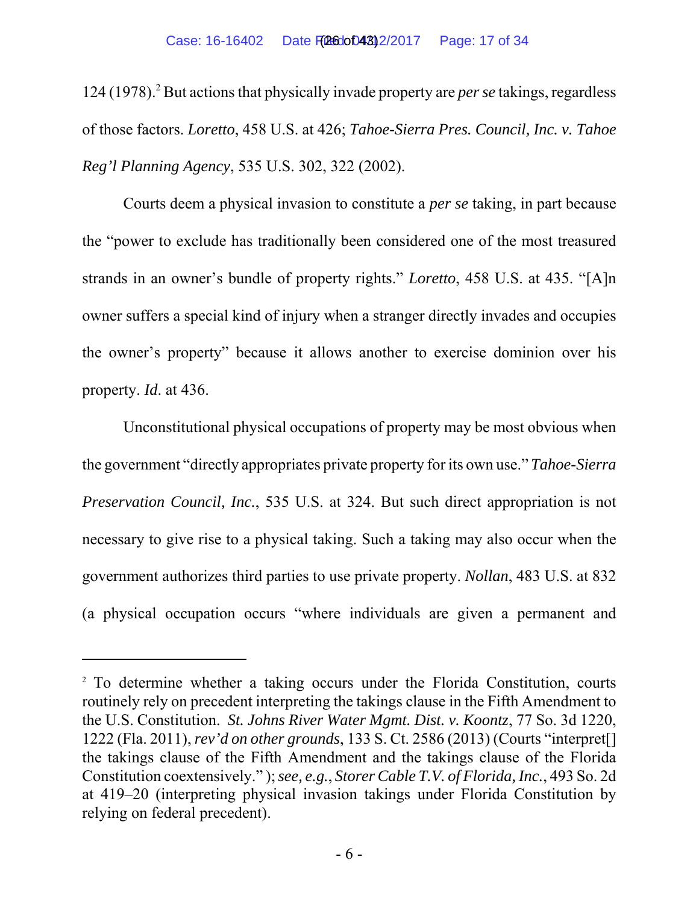124 (1978).[2] But actions that physically invade property are *per se* takings, regardless of those factors. *Loretto*, 458 U.S. at 426; *Tahoe-Sierra Pres. Council, Inc. v. Tahoe Reg'l Planning Agency*, 535 U.S. 302, 322 (2002).

Courts deem a physical invasion to constitute a *per se* taking, in part because the "power to exclude has traditionally been considered one of the most treasured strands in an owner's bundle of property rights." *Loretto*, 458 U.S. at 435. "[A]n owner suffers a special kind of injury when a stranger directly invades and occupies the owner's property" because it allows another to exercise dominion over his property. *Id.* at 436.

Unconstitutional physical occupations of property may be most obvious when the government "directly appropriates private property for its own use." *Tahoe-Sierra Preservation Council, Inc.*, 535 U.S. at 324. But such direct appropriation is not necessary to give rise to a physical taking. Such a taking may also occur when the government authorizes third parties to use private property. *Nollan*, 483 U.S. at 832 (a physical occupation occurs "where individuals are given a permanent and

---

[2] To determine whether a taking occurs under the Florida Constitution, courts routinely rely on precedent interpreting the takings clause in the Fifth Amendment to the U.S. Constitution. *St. Johns River Water Mgmt. Dist. v. Koontz*, 77 So. 3d 1220, 1222 (Fla. 2011), *rev'd on other grounds*, 133 S. Ct. 2586 (2013) (Courts "interpret[] the takings clause of the Fifth Amendment and the takings clause of the Florida Constitution coextensively."); *see, e.g.*, *Storer Cable T.V. of Florida, Inc.*, 493 So. 2d at 419–20 (interpreting physical invasion takings under Florida Constitution by relying on federal precedent).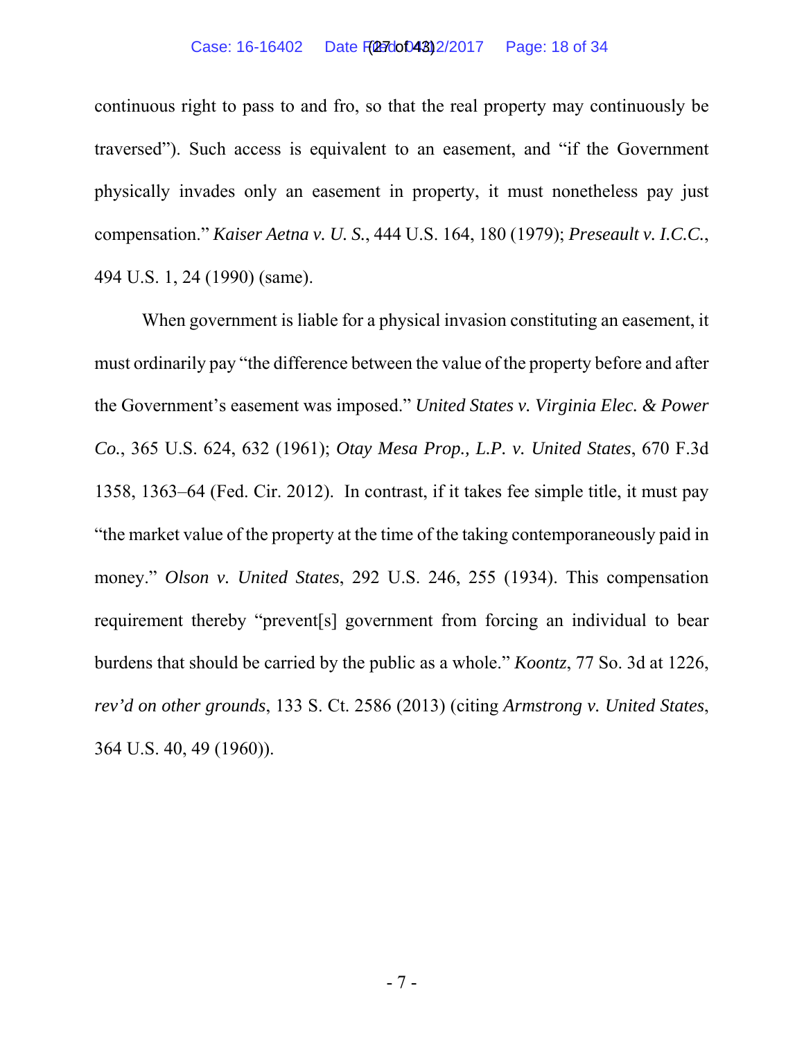continuous right to pass to and fro, so that the real property may continuously be traversed"). Such access is equivalent to an easement, and "if the Government physically invades only an easement in property, it must nonetheless pay just compensation." *Kaiser Aetna v. U. S.*, 444 U.S. 164, 180 (1979); *Preseault v. I.C.C.*, 494 U.S. 1, 24 (1990) (same).

When government is liable for a physical invasion constituting an easement, it must ordinarily pay "the difference between the value of the property before and after the Government's easement was imposed." *United States v. Virginia Elec. & Power Co.*, 365 U.S. 624, 632 (1961); *Otay Mesa Prop., L.P. v. United States*, 670 F.3d 1358, 1363–64 (Fed. Cir. 2012). In contrast, if it takes fee simple title, it must pay "the market value of the property at the time of the taking contemporaneously paid in money." *Olson v. United States*, 292 U.S. 246, 255 (1934). This compensation requirement thereby "prevent[s] government from forcing an individual to bear burdens that should be carried by the public as a whole." *Koontz*, 77 So. 3d at 1226, *rev'd on other grounds*, 133 S. Ct. 2586 (2013) (citing *Armstrong v. United States*, 364 U.S. 40, 49 (1960)).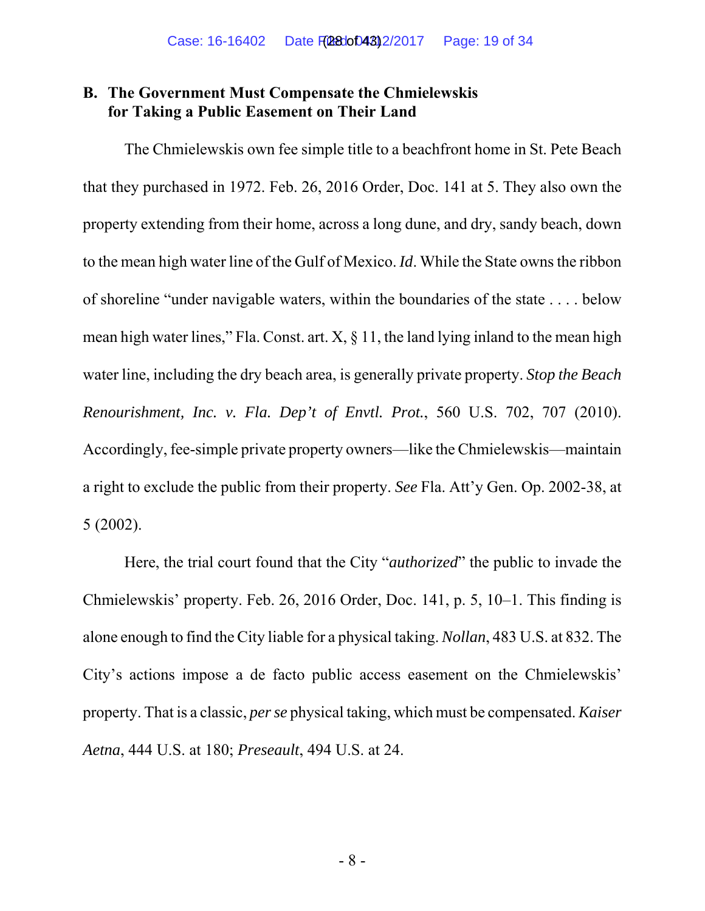## B. The Government Must Compensate the Chmielewskis for Taking a Public Easement on Their Land

The Chmielewskis own fee simple title to a beachfront home in St. Pete Beach that they purchased in 1972. Feb. 26, 2016 Order, Doc. 141 at 5. They also own the property extending from their home, across a long dune, and dry, sandy beach, down to the mean high water line of the Gulf of Mexico. *Id*. While the State owns the ribbon of shoreline "under navigable waters, within the boundaries of the state . . . . below mean high water lines," Fla. Const. art. X, § 11, the land lying inland to the mean high water line, including the dry beach area, is generally private property. *Stop the Beach Renourishment, Inc. v. Fla. Dep't of Envtl. Prot.*, 560 U.S. 702, 707 (2010). Accordingly, fee-simple private property owners—like the Chmielewskis—maintain a right to exclude the public from their property. *See* Fla. Att'y Gen. Op. 2002-38, at 5 (2002).

Here, the trial court found that the City "*authorized*" the public to invade the Chmielewskis' property. Feb. 26, 2016 Order, Doc. 141, p. 5, 10–1. This finding is alone enough to find the City liable for a physical taking. *Nollan*, 483 U.S. at 832. The City's actions impose a de facto public access easement on the Chmielewskis' property. That is a classic, *per se* physical taking, which must be compensated. *Kaiser Aetna*, 444 U.S. at 180; *Preseault*, 494 U.S. at 24.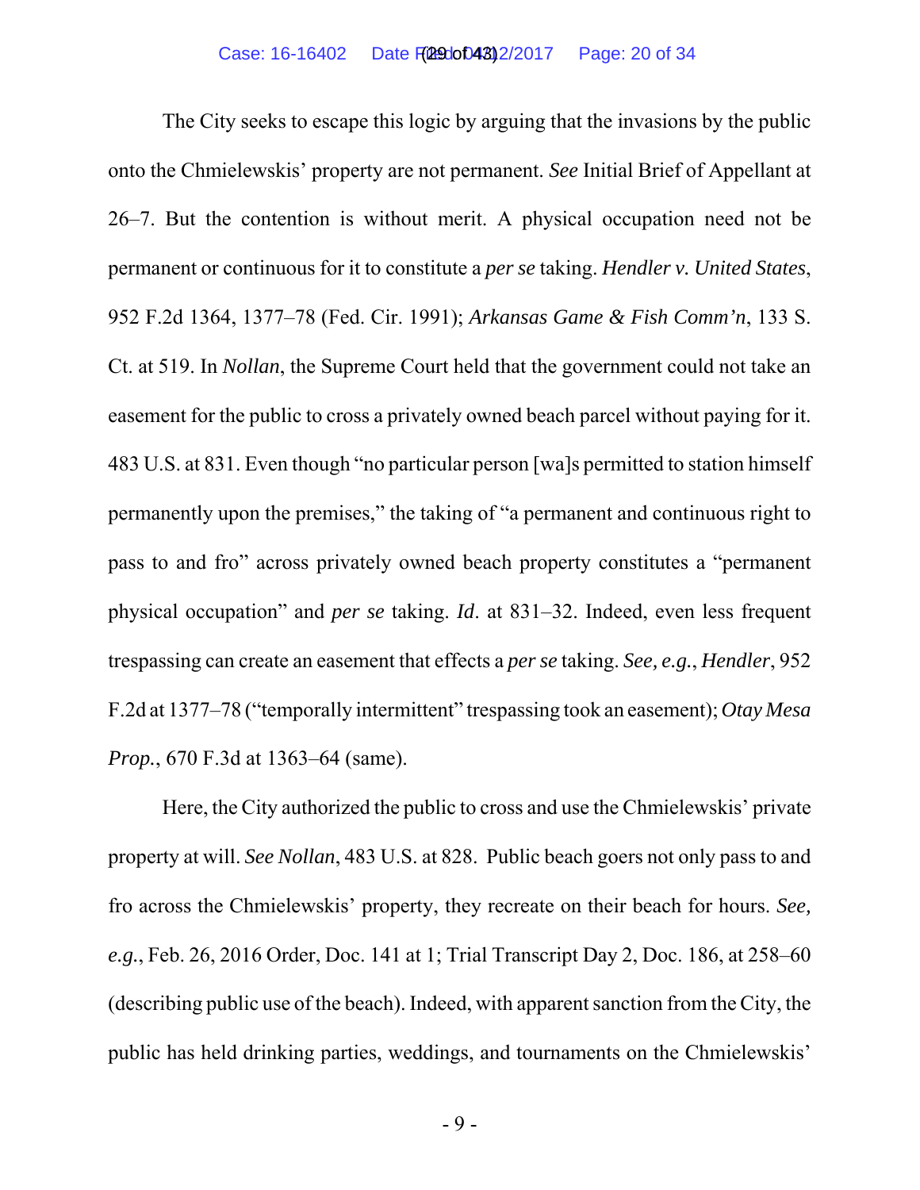The City seeks to escape this logic by arguing that the invasions by the public onto the Chmielewskis' property are not permanent. *See* Initial Brief of Appellant at 26–7. But the contention is without merit. A physical occupation need not be permanent or continuous for it to constitute a *per se* taking. *Hendler v. United States*, 952 F.2d 1364, 1377–78 (Fed. Cir. 1991); *Arkansas Game & Fish Comm'n*, 133 S. Ct. at 519. In *Nollan*, the Supreme Court held that the government could not take an easement for the public to cross a privately owned beach parcel without paying for it. 483 U.S. at 831. Even though "no particular person [wa]s permitted to station himself permanently upon the premises," the taking of "a permanent and continuous right to pass to and fro" across privately owned beach property constitutes a "permanent physical occupation" and *per se* taking. *Id*. at 831–32. Indeed, even less frequent trespassing can create an easement that effects a *per se* taking. *See, e.g.*, *Hendler*, 952 F.2d at 1377–78 ("temporally intermittent" trespassing took an easement); *Otay Mesa Prop.*, 670 F.3d at 1363–64 (same).

Here, the City authorized the public to cross and use the Chmielewskis' private property at will. *See Nollan*, 483 U.S. at 828. Public beach goers not only pass to and fro across the Chmielewskis' property, they recreate on their beach for hours. *See, e.g.*, Feb. 26, 2016 Order, Doc. 141 at 1; Trial Transcript Day 2, Doc. 186, at 258–60 (describing public use of the beach). Indeed, with apparent sanction from the City, the public has held drinking parties, weddings, and tournaments on the Chmielewskis'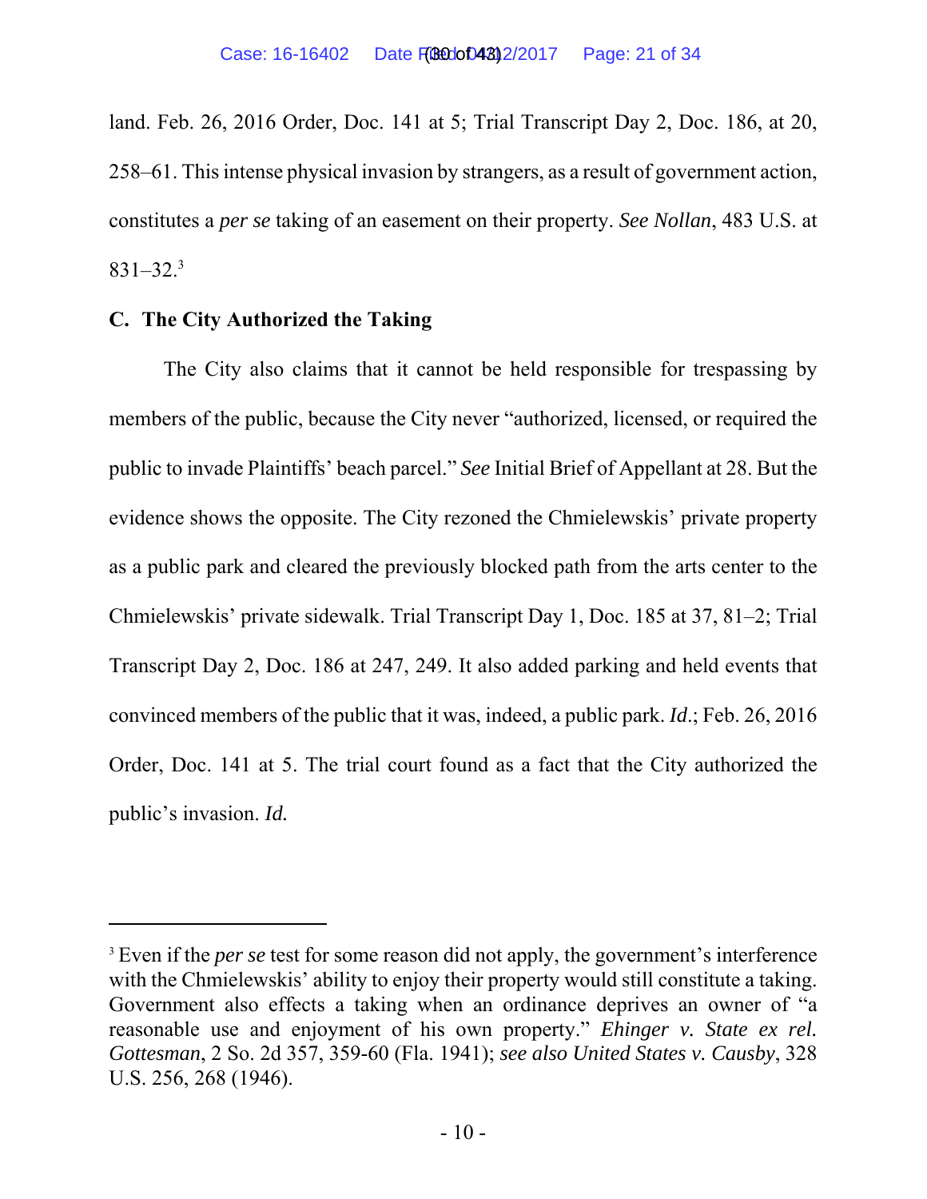land. Feb. 26, 2016 Order, Doc. 141 at 5; Trial Transcript Day 2, Doc. 186, at 20, 258–61. This intense physical invasion by strangers, as a result of government action, constitutes a *per se* taking of an easement on their property. *See Nollan*, 483 U.S. at 831–32.[3]

### C. The City Authorized the Taking

The City also claims that it cannot be held responsible for trespassing by members of the public, because the City never "authorized, licensed, or required the public to invade Plaintiffs' beach parcel." *See* Initial Brief of Appellant at 28. But the evidence shows the opposite. The City rezoned the Chmielewskis' private property as a public park and cleared the previously blocked path from the arts center to the Chmielewskis' private sidewalk. Trial Transcript Day 1, Doc. 185 at 37, 81–2; Trial Transcript Day 2, Doc. 186 at 247, 249. It also added parking and held events that convinced members of the public that it was, indeed, a public park. *Id*.; Feb. 26, 2016 Order, Doc. 141 at 5. The trial court found as a fact that the City authorized the public's invasion. *Id.*

---

[3] Even if the *per se* test for some reason did not apply, the government's interference with the Chmielewskis' ability to enjoy their property would still constitute a taking. Government also effects a taking when an ordinance deprives an owner of "a reasonable use and enjoyment of his own property." *Ehinger v. State ex rel. Gottesman*, 2 So. 2d 357, 359-60 (Fla. 1941); *see also United States v. Causby*, 328 U.S. 256, 268 (1946).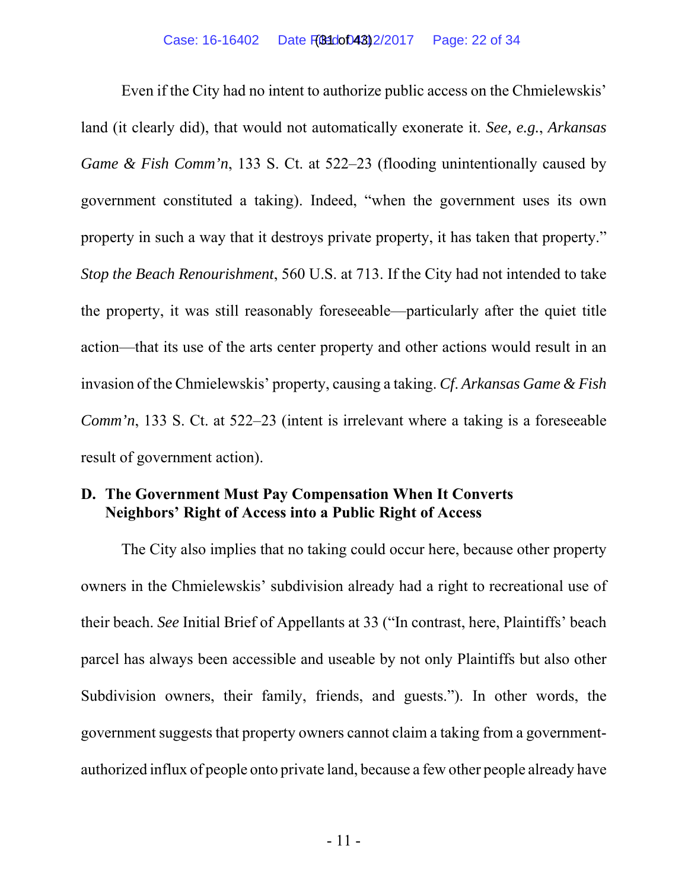Even if the City had no intent to authorize public access on the Chmielewskis' land (it clearly did), that would not automatically exonerate it. *See, e.g.*, *Arkansas Game & Fish Comm'n*, 133 S. Ct. at 522–23 (flooding unintentionally caused by government constituted a taking). Indeed, "when the government uses its own property in such a way that it destroys private property, it has taken that property." *Stop the Beach Renourishment*, 560 U.S. at 713. If the City had not intended to take the property, it was still reasonably foreseeable—particularly after the quiet title action—that its use of the arts center property and other actions would result in an invasion of the Chmielewskis' property, causing a taking. *Cf. Arkansas Game & Fish Comm'n*, 133 S. Ct. at 522–23 (intent is irrelevant where a taking is a foreseeable result of government action).

### D. The Government Must Pay Compensation When It Converts Neighbors' Right of Access into a Public Right of Access

The City also implies that no taking could occur here, because other property owners in the Chmielewskis' subdivision already had a right to recreational use of their beach. *See* Initial Brief of Appellants at 33 ("In contrast, here, Plaintiffs' beach parcel has always been accessible and useable by not only Plaintiffs but also other Subdivision owners, their family, friends, and guests."). In other words, the government suggests that property owners cannot claim a taking from a government-authorized influx of people onto private land, because a few other people already have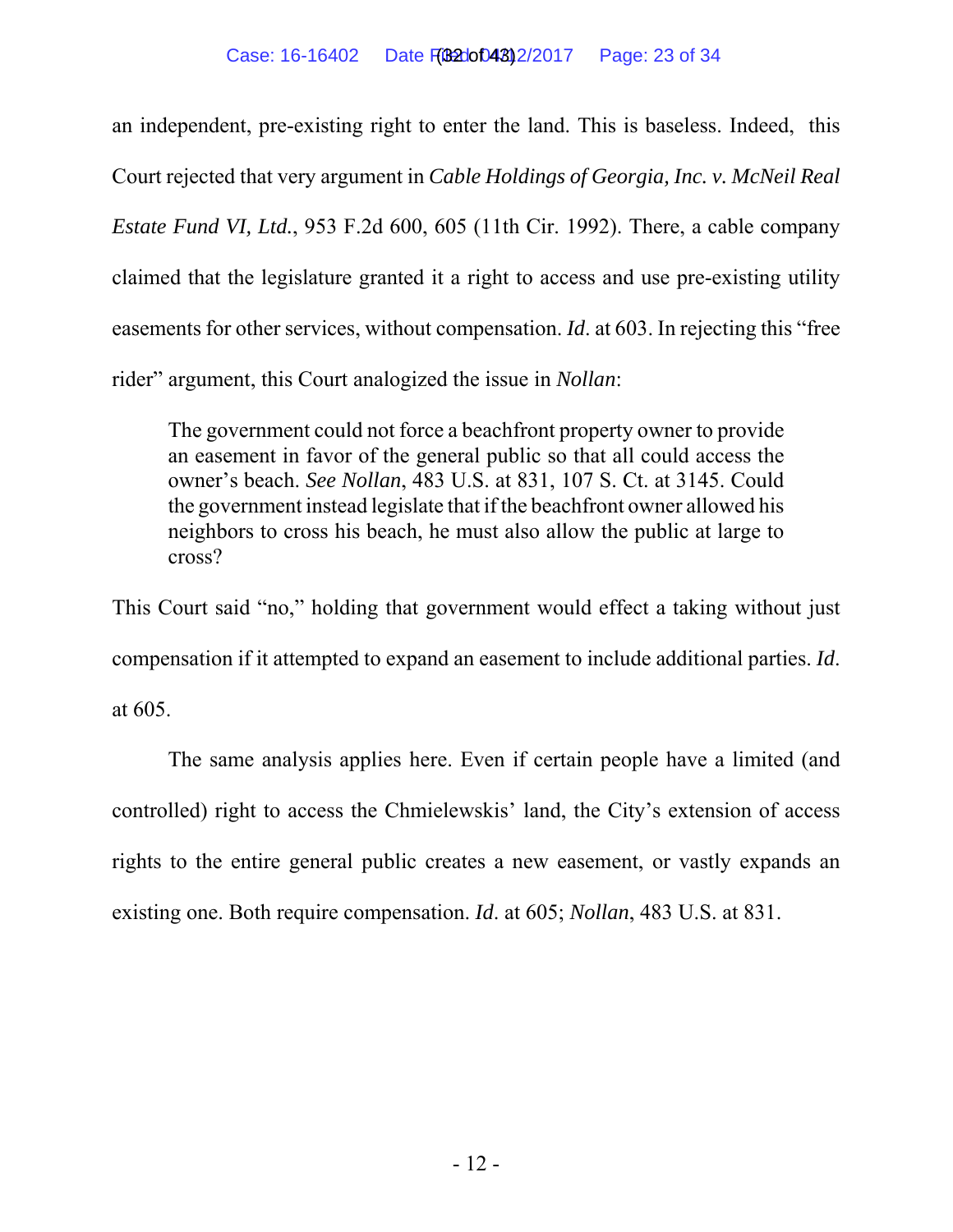an independent, pre-existing right to enter the land. This is baseless. Indeed, this Court rejected that very argument in *Cable Holdings of Georgia, Inc. v. McNeil Real Estate Fund VI, Ltd.*, 953 F.2d 600, 605 (11th Cir. 1992). There, a cable company claimed that the legislature granted it a right to access and use pre-existing utility easements for other services, without compensation. *Id.* at 603. In rejecting this "free rider" argument, this Court analogized the issue in *Nollan*:

> The government could not force a beachfront property owner to provide an easement in favor of the general public so that all could access the owner's beach. *See Nollan*, 483 U.S. at 831, 107 S. Ct. at 3145. Could the government instead legislate that if the beachfront owner allowed his neighbors to cross his beach, he must also allow the public at large to cross?

This Court said "no," holding that government would effect a taking without just compensation if it attempted to expand an easement to include additional parties. *Id.* at 605.

The same analysis applies here. Even if certain people have a limited (and controlled) right to access the Chmielewskis' land, the City's extension of access rights to the entire general public creates a new easement, or vastly expands an existing one. Both require compensation. *Id.* at 605; *Nollan*, 483 U.S. at 831.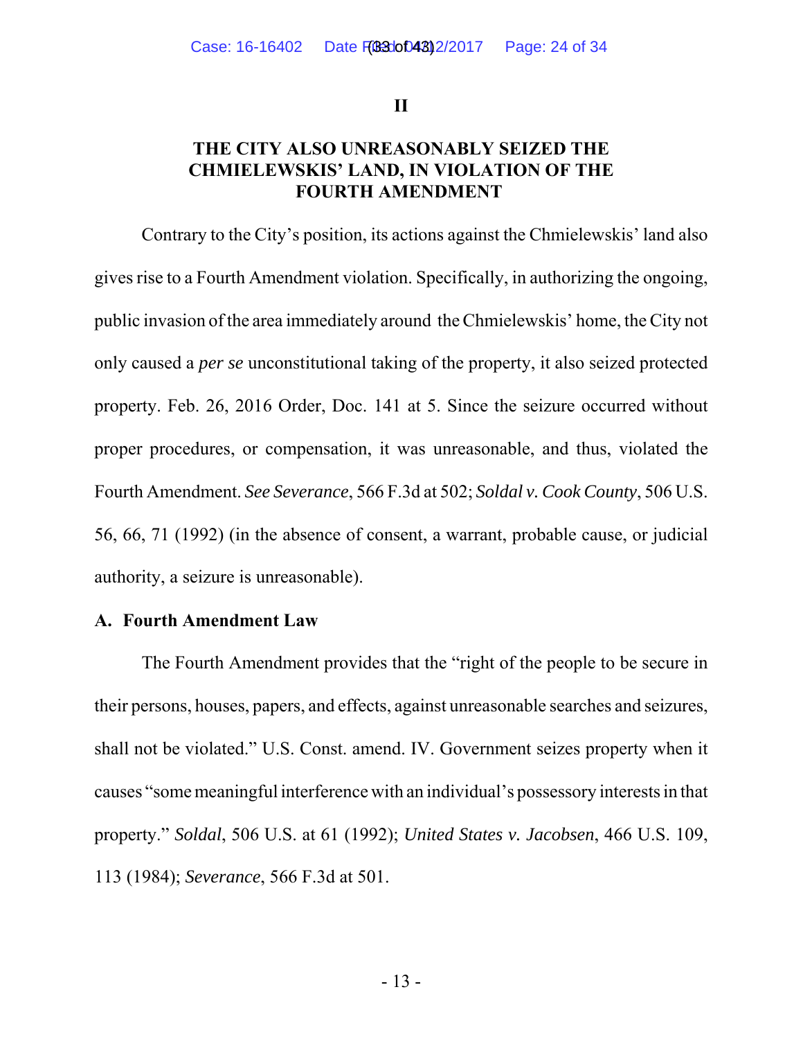## II

## THE CITY ALSO UNREASONABLY SEIZED THE CHMIELEWSKIS' LAND, IN VIOLATION OF THE FOURTH AMENDMENT

Contrary to the City's position, its actions against the Chmielewskis' land also gives rise to a Fourth Amendment violation. Specifically, in authorizing the ongoing, public invasion of the area immediately around the Chmielewskis' home, the City not only caused a *per se* unconstitutional taking of the property, it also seized protected property. Feb. 26, 2016 Order, Doc. 141 at 5. Since the seizure occurred without proper procedures, or compensation, it was unreasonable, and thus, violated the Fourth Amendment. *See Severance*, 566 F.3d at 502; *Soldal v. Cook County*, 506 U.S. 56, 66, 71 (1992) (in the absence of consent, a warrant, probable cause, or judicial authority, a seizure is unreasonable).

### A. Fourth Amendment Law

The Fourth Amendment provides that the "right of the people to be secure in their persons, houses, papers, and effects, against unreasonable searches and seizures, shall not be violated." U.S. Const. amend. IV. Government seizes property when it causes "some meaningful interference with an individual's possessory interests in that property." *Soldal*, 506 U.S. at 61 (1992); *United States v. Jacobsen*, 466 U.S. 109, 113 (1984); *Severance*, 566 F.3d at 501.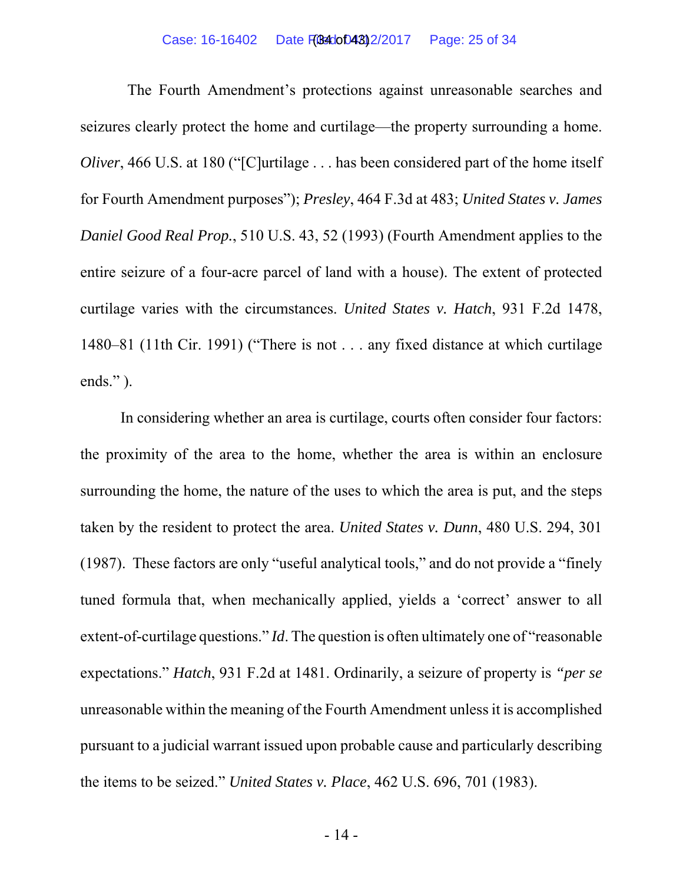The Fourth Amendment's protections against unreasonable searches and seizures clearly protect the home and curtilage—the property surrounding a home. *Oliver*, 466 U.S. at 180 ("[C]urtilage . . . has been considered part of the home itself for Fourth Amendment purposes"); *Presley*, 464 F.3d at 483; *United States v. James Daniel Good Real Prop.*, 510 U.S. 43, 52 (1993) (Fourth Amendment applies to the entire seizure of a four-acre parcel of land with a house). The extent of protected curtilage varies with the circumstances. *United States v. Hatch*, 931 F.2d 1478, 1480–81 (11th Cir. 1991) ("There is not . . . any fixed distance at which curtilage ends." ).

In considering whether an area is curtilage, courts often consider four factors: the proximity of the area to the home, whether the area is within an enclosure surrounding the home, the nature of the uses to which the area is put, and the steps taken by the resident to protect the area. *United States v. Dunn*, 480 U.S. 294, 301 (1987). These factors are only "useful analytical tools," and do not provide a "finely tuned formula that, when mechanically applied, yields a 'correct' answer to all extent-of-curtilage questions." *Id*. The question is often ultimately one of "reasonable expectations." *Hatch*, 931 F.2d at 1481. Ordinarily, a seizure of property is "*per se* unreasonable within the meaning of the Fourth Amendment unless it is accomplished pursuant to a judicial warrant issued upon probable cause and particularly describing the items to be seized." *United States v. Place*, 462 U.S. 696, 701 (1983).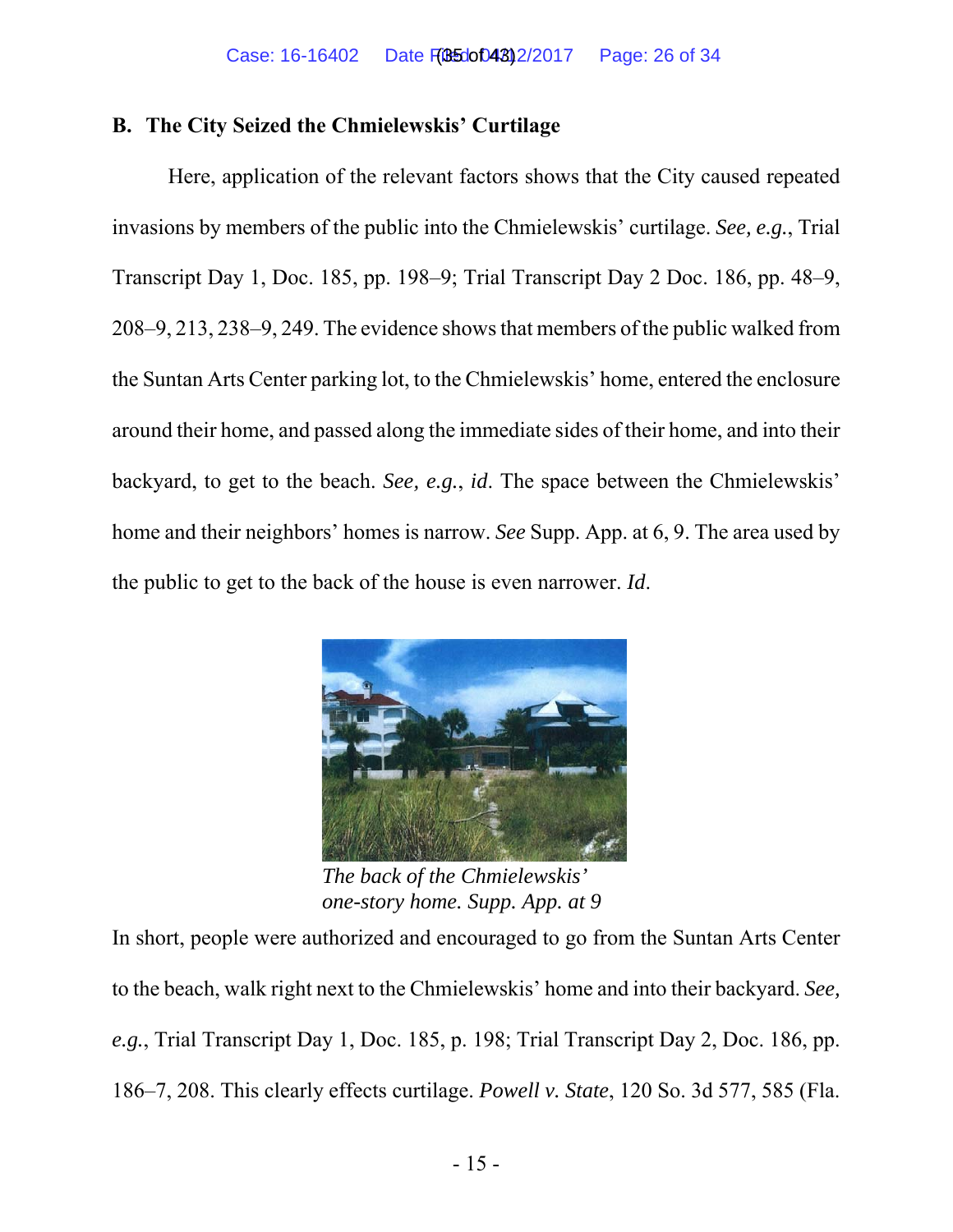## B. The City Seized the Chmielewskis' Curtilage

Here, application of the relevant factors shows that the City caused repeated invasions by members of the public into the Chmielewskis' curtilage. *See, e.g.*, Trial Transcript Day 1, Doc. 185, pp. 198–9; Trial Transcript Day 2 Doc. 186, pp. 48–9, 208–9, 213, 238–9, 249. The evidence shows that members of the public walked from the Suntan Arts Center parking lot, to the Chmielewskis' home, entered the enclosure around their home, and passed along the immediate sides of their home, and into their backyard, to get to the beach. *See, e.g.*, *id*. The space between the Chmielewskis' home and their neighbors' homes is narrow. *See* Supp. App. at 6, 9. The area used by the public to get to the back of the house is even narrower. *Id*.

*The back of the Chmielewskis' one-story home. Supp. App. at 9*

In short, people were authorized and encouraged to go from the Suntan Arts Center to the beach, walk right next to the Chmielewskis' home and into their backyard. *See, e.g.*, Trial Transcript Day 1, Doc. 185, p. 198; Trial Transcript Day 2, Doc. 186, pp. 186–7, 208. This clearly effects curtilage. *Powell v. State*, 120 So. 3d 577, 585 (Fla.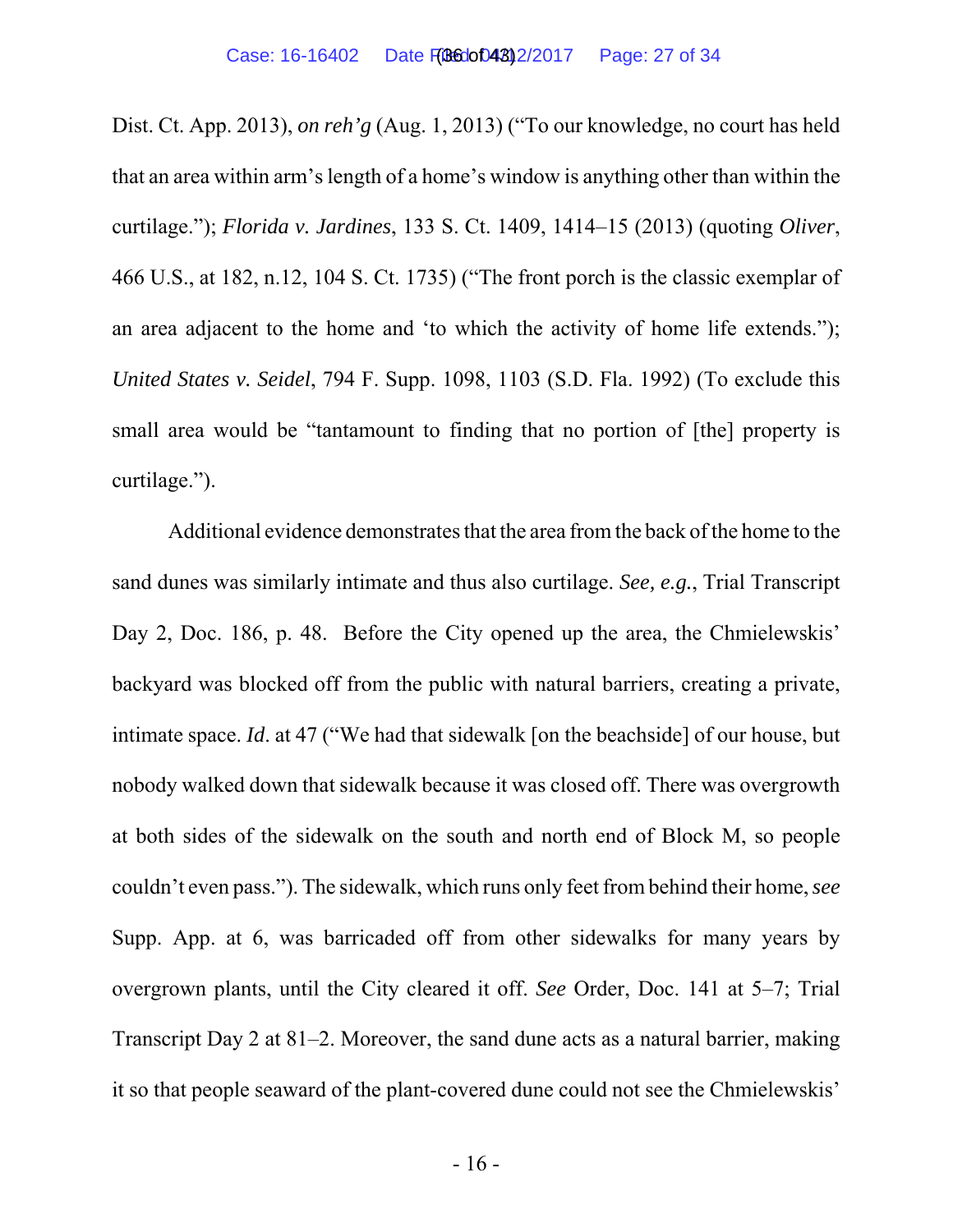Dist. Ct. App. 2013), *on reh'g* (Aug. 1, 2013) ("To our knowledge, no court has held that an area within arm's length of a home's window is anything other than within the curtilage."); *Florida v. Jardines*, 133 S. Ct. 1409, 1414–15 (2013) (quoting *Oliver*, 466 U.S., at 182, n.12, 104 S. Ct. 1735) ("The front porch is the classic exemplar of an area adjacent to the home and 'to which the activity of home life extends."); *United States v. Seidel*, 794 F. Supp. 1098, 1103 (S.D. Fla. 1992) (To exclude this small area would be "tantamount to finding that no portion of [the] property is curtilage.").

Additional evidence demonstrates that the area from the back of the home to the sand dunes was similarly intimate and thus also curtilage. *See, e.g.*, Trial Transcript Day 2, Doc. 186, p. 48. Before the City opened up the area, the Chmielewskis' backyard was blocked off from the public with natural barriers, creating a private, intimate space. *Id*. at 47 ("We had that sidewalk [on the beachside] of our house, but nobody walked down that sidewalk because it was closed off. There was overgrowth at both sides of the sidewalk on the south and north end of Block M, so people couldn't even pass."). The sidewalk, which runs only feet from behind their home, *see* Supp. App. at 6, was barricaded off from other sidewalks for many years by overgrown plants, until the City cleared it off. *See* Order, Doc. 141 at 5–7; Trial Transcript Day 2 at 81–2. Moreover, the sand dune acts as a natural barrier, making it so that people seaward of the plant-covered dune could not see the Chmielewskis'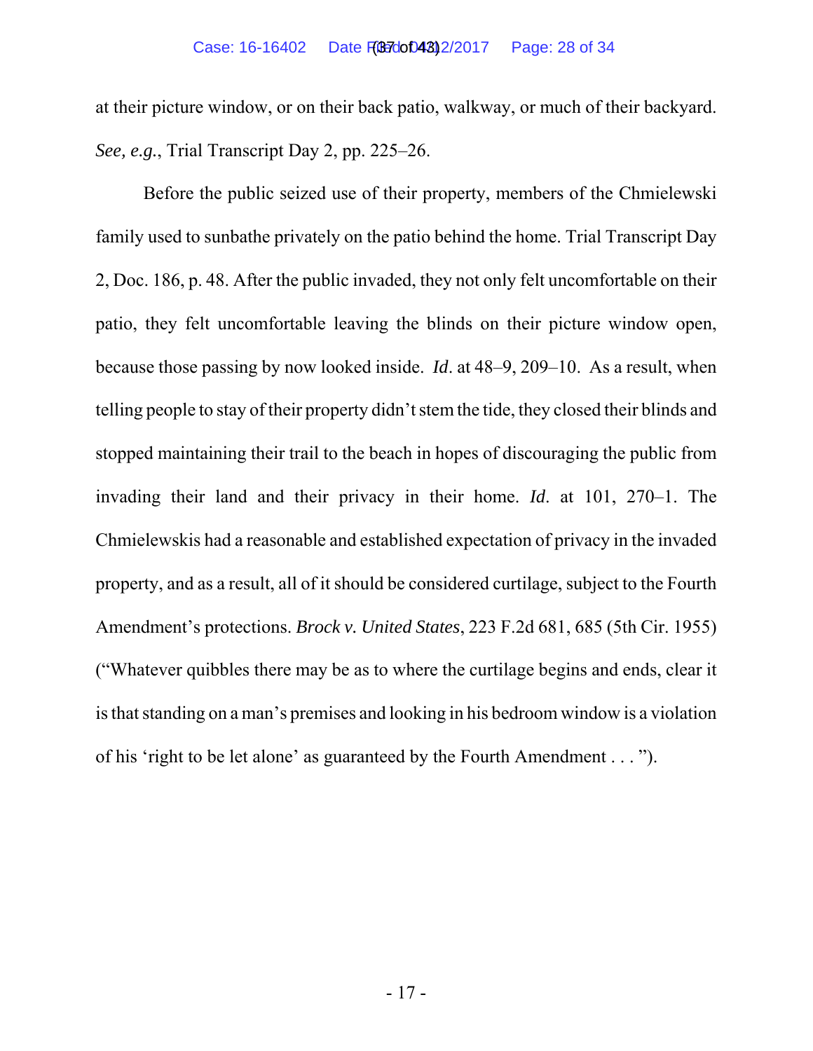at their picture window, or on their back patio, walkway, or much of their backyard. *See, e.g.*, Trial Transcript Day 2, pp. 225–26.

Before the public seized use of their property, members of the Chmielewski family used to sunbathe privately on the patio behind the home. Trial Transcript Day 2, Doc. 186, p. 48. After the public invaded, they not only felt uncomfortable on their patio, they felt uncomfortable leaving the blinds on their picture window open, because those passing by now looked inside. *Id*. at 48–9, 209–10. As a result, when telling people to stay of their property didn't stem the tide, they closed their blinds and stopped maintaining their trail to the beach in hopes of discouraging the public from invading their land and their privacy in their home. *Id*. at 101, 270–1. The Chmielewskis had a reasonable and established expectation of privacy in the invaded property, and as a result, all of it should be considered curtilage, subject to the Fourth Amendment's protections. *Brock v. United States*, 223 F.2d 681, 685 (5th Cir. 1955) ("Whatever quibbles there may be as to where the curtilage begins and ends, clear it is that standing on a man's premises and looking in his bedroom window is a violation of his 'right to be let alone' as guaranteed by the Fourth Amendment . . . ").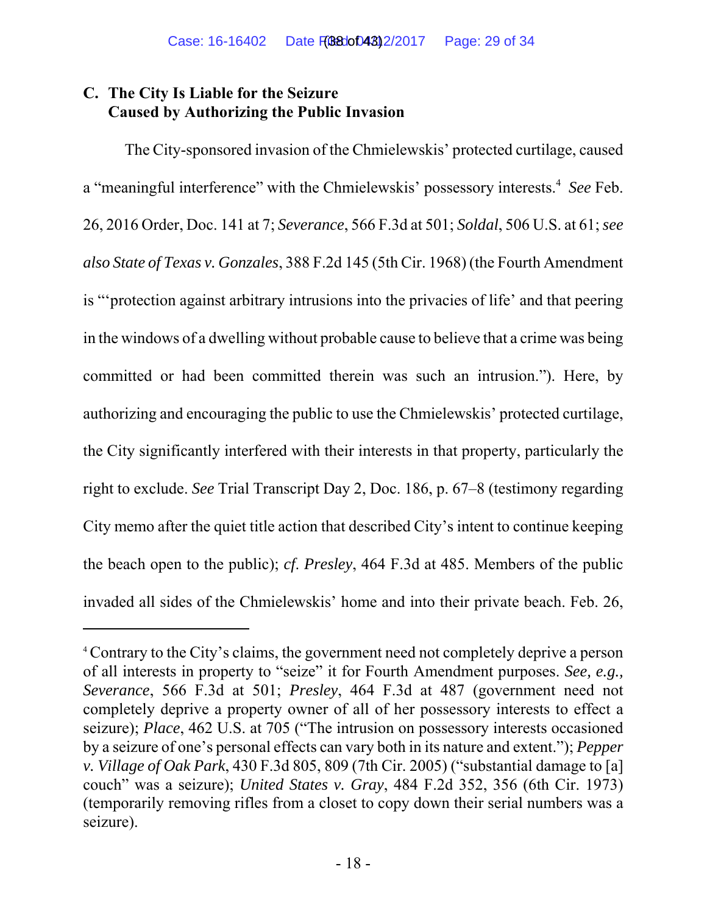### C. The City Is Liable for the Seizure Caused by Authorizing the Public Invasion

The City-sponsored invasion of the Chmielewskis' protected curtilage, caused a "meaningful interference" with the Chmielewskis' possessory interests.[4] *See* Feb. 26, 2016 Order, Doc. 141 at 7; *Severance*, 566 F.3d at 501; *Soldal*, 506 U.S. at 61; *see also State of Texas v. Gonzales*, 388 F.2d 145 (5th Cir. 1968) (the Fourth Amendment is "'protection against arbitrary intrusions into the privacies of life' and that peering in the windows of a dwelling without probable cause to believe that a crime was being committed or had been committed therein was such an intrusion."). Here, by authorizing and encouraging the public to use the Chmielewskis' protected curtilage, the City significantly interfered with their interests in that property, particularly the right to exclude. *See* Trial Transcript Day 2, Doc. 186, p. 67–8 (testimony regarding City memo after the quiet title action that described City's intent to continue keeping the beach open to the public); *cf. Presley*, 464 F.3d at 485. Members of the public invaded all sides of the Chmielewskis' home and into their private beach. Feb. 26,

---

[4] Contrary to the City's claims, the government need not completely deprive a person of all interests in property to "seize" it for Fourth Amendment purposes. *See, e.g., Severance*, 566 F.3d at 501; *Presley*, 464 F.3d at 487 (government need not completely deprive a property owner of all of her possessory interests to effect a seizure); *Place*, 462 U.S. at 705 ("The intrusion on possessory interests occasioned by a seizure of one's personal effects can vary both in its nature and extent."); *Pepper v. Village of Oak Park*, 430 F.3d 805, 809 (7th Cir. 2005) ("substantial damage to [a] couch" was a seizure); *United States v. Gray*, 484 F.2d 352, 356 (6th Cir. 1973) (temporarily removing rifles from a closet to copy down their serial numbers was a seizure).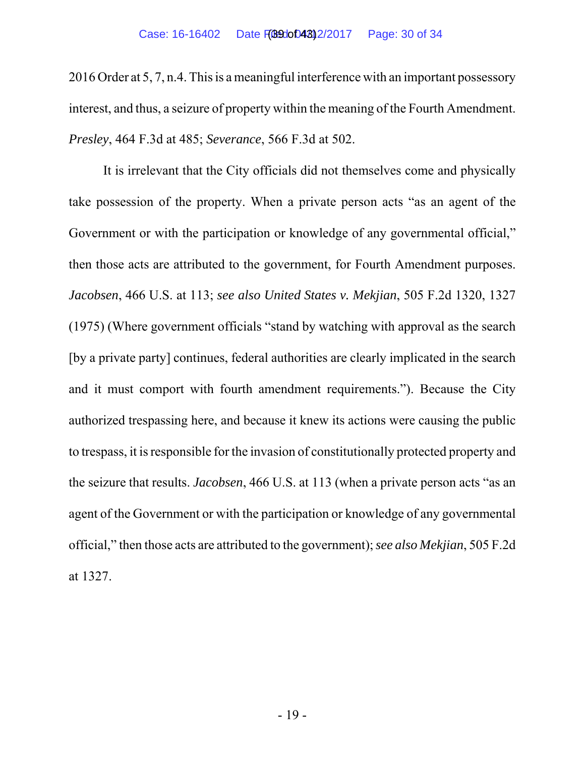2016 Order at 5, 7, n.4. This is a meaningful interference with an important possessory interest, and thus, a seizure of property within the meaning of the Fourth Amendment. *Presley*, 464 F.3d at 485; *Severance*, 566 F.3d at 502.

It is irrelevant that the City officials did not themselves come and physically take possession of the property. When a private person acts "as an agent of the Government or with the participation or knowledge of any governmental official," then those acts are attributed to the government, for Fourth Amendment purposes. *Jacobsen*, 466 U.S. at 113; *see also United States v. Mekjian*, 505 F.2d 1320, 1327 (1975) (Where government officials "stand by watching with approval as the search [by a private party] continues, federal authorities are clearly implicated in the search and it must comport with fourth amendment requirements."). Because the City authorized trespassing here, and because it knew its actions were causing the public to trespass, it is responsible for the invasion of constitutionally protected property and the seizure that results. *Jacobsen*, 466 U.S. at 113 (when a private person acts "as an agent of the Government or with the participation or knowledge of any governmental official," then those acts are attributed to the government); *see also Mekjian*, 505 F.2d at 1327.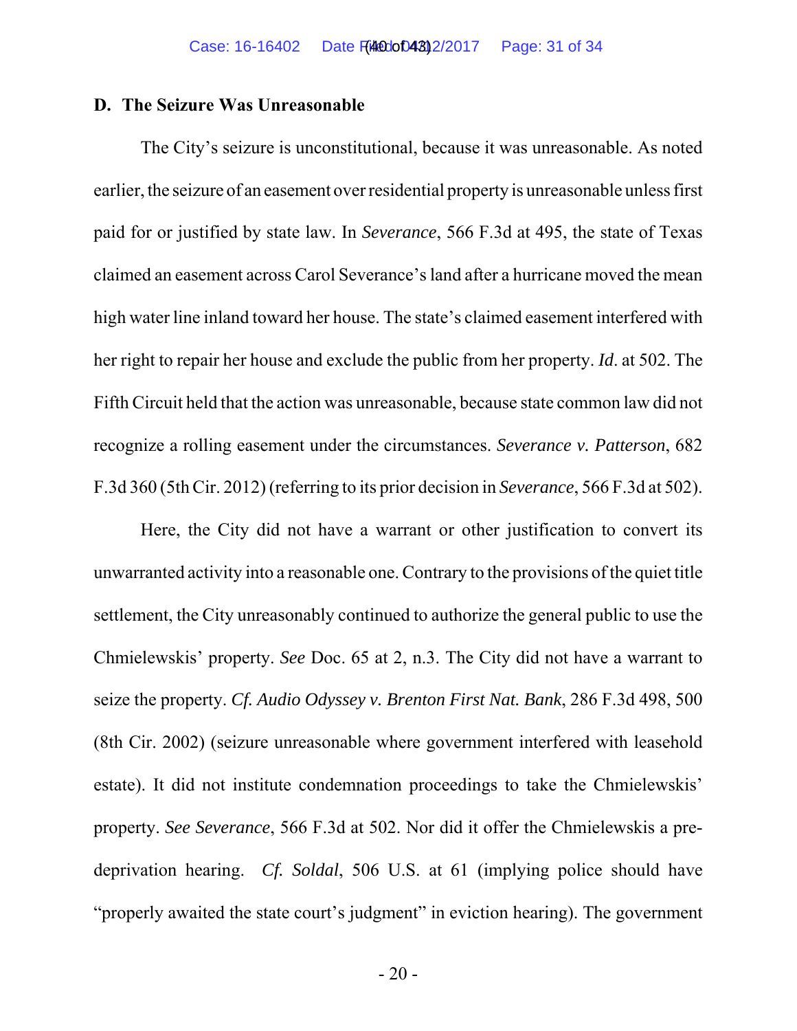### D. The Seizure Was Unreasonable

The City's seizure is unconstitutional, because it was unreasonable. As noted earlier, the seizure of an easement over residential property is unreasonable unless first paid for or justified by state law. In *Severance*, 566 F.3d at 495, the state of Texas claimed an easement across Carol Severance's land after a hurricane moved the mean high water line inland toward her house. The state's claimed easement interfered with her right to repair her house and exclude the public from her property. *Id*. at 502. The Fifth Circuit held that the action was unreasonable, because state common law did not recognize a rolling easement under the circumstances. *Severance v. Patterson*, 682 F.3d 360 (5th Cir. 2012) (referring to its prior decision in *Severance*, 566 F.3d at 502).

Here, the City did not have a warrant or other justification to convert its unwarranted activity into a reasonable one. Contrary to the provisions of the quiet title settlement, the City unreasonably continued to authorize the general public to use the Chmielewskis' property. *See* Doc. 65 at 2, n.3. The City did not have a warrant to seize the property. *Cf. Audio Odyssey v. Brenton First Nat. Bank*, 286 F.3d 498, 500 (8th Cir. 2002) (seizure unreasonable where government interfered with leasehold estate). It did not institute condemnation proceedings to take the Chmielewskis' property. *See Severance*, 566 F.3d at 502. Nor did it offer the Chmielewskis a pre-deprivation hearing. *Cf. Soldal*, 506 U.S. at 61 (implying police should have "properly awaited the state court's judgment" in eviction hearing). The government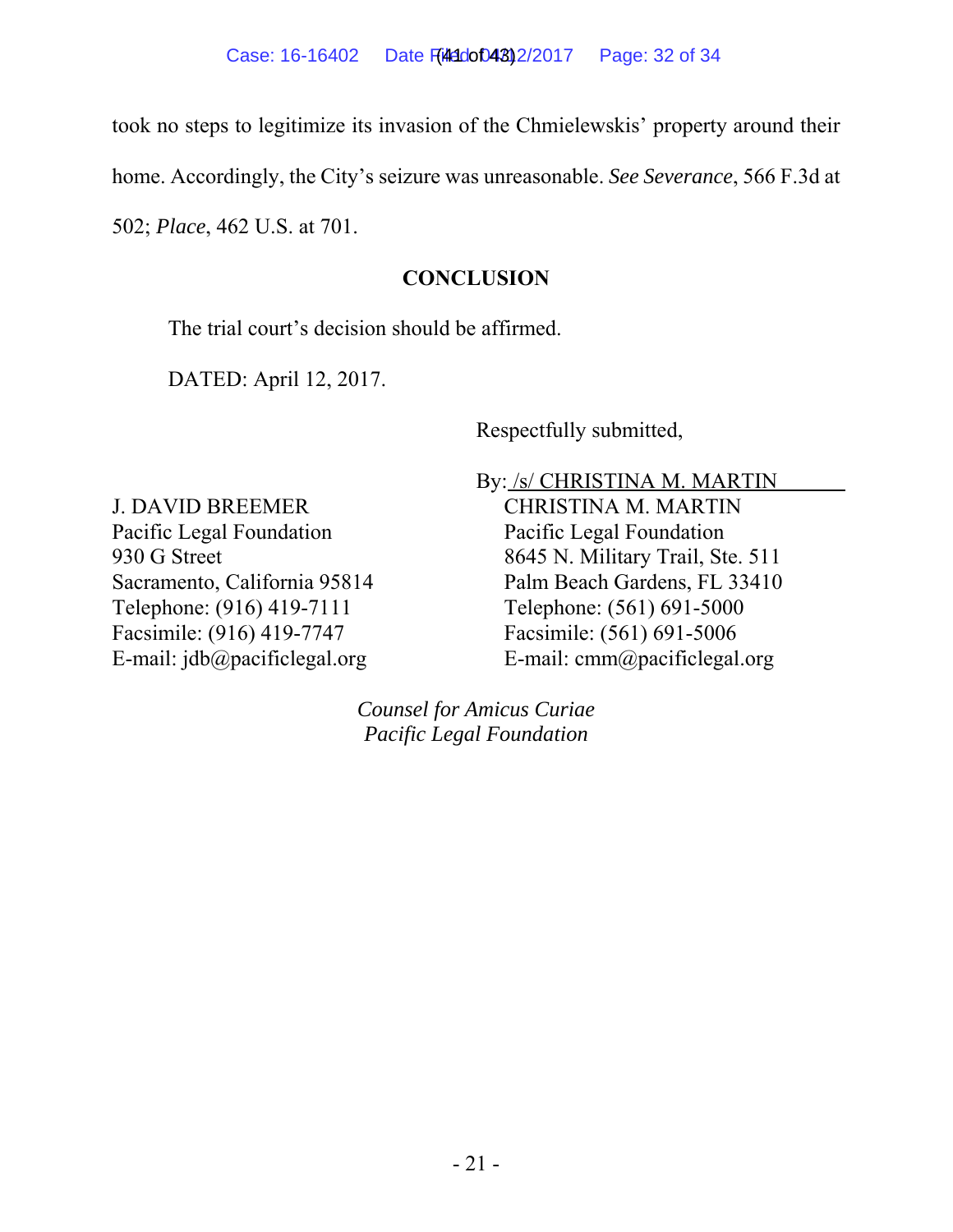took no steps to legitimize its invasion of the Chmielewskis' property around their home. Accordingly, the City's seizure was unreasonable. *See Severance*, 566 F.3d at 502; *Place*, 462 U.S. at 701.

## CONCLUSION

The trial court's decision should be affirmed.

DATED: April 12, 2017.

Respectfully submitted,

By: /s/ CHRISTINA M. MARTIN

J. DAVID BREEMER
Pacific Legal Foundation
930 G Street
Sacramento, California 95814
Telephone: (916) 419-7111
Facsimile: (916) 419-7747
E-mail: jdb@pacificlegal.org

CHRISTINA M. MARTIN
Pacific Legal Foundation
8645 N. Military Trail, Ste. 511
Palm Beach Gardens, FL 33410
Telephone: (561) 691-5000
Facsimile: (561) 691-5006
E-mail: cmm@pacificlegal.org

*Counsel for Amicus Curiae*
*Pacific Legal Foundation*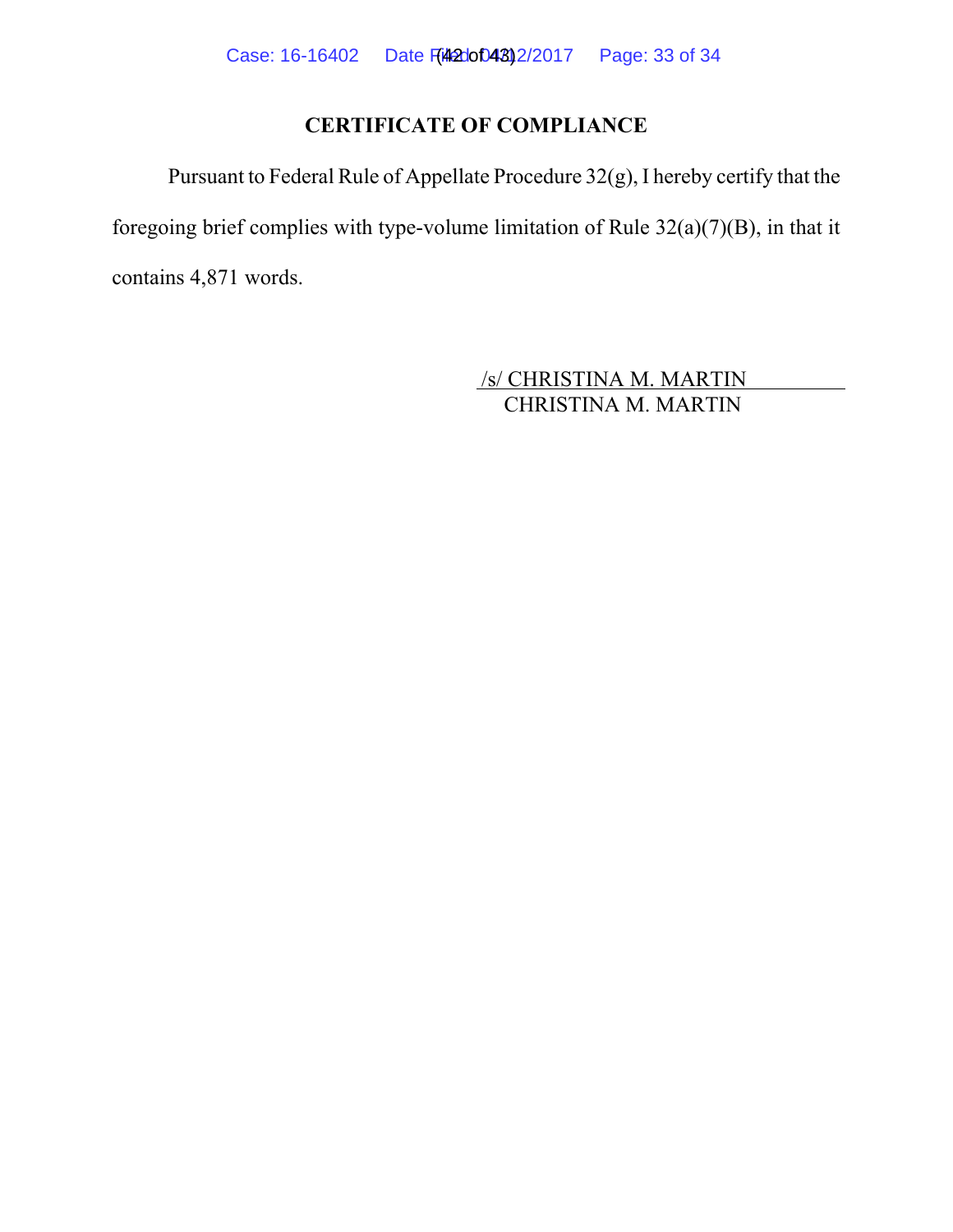## CERTIFICATE OF COMPLIANCE

Pursuant to Federal Rule of Appellate Procedure 32(g), I hereby certify that the foregoing brief complies with type-volume limitation of Rule 32(a)(7)(B), in that it contains 4,871 words.

/s/ CHRISTINA M. MARTIN
CHRISTINA M. MARTIN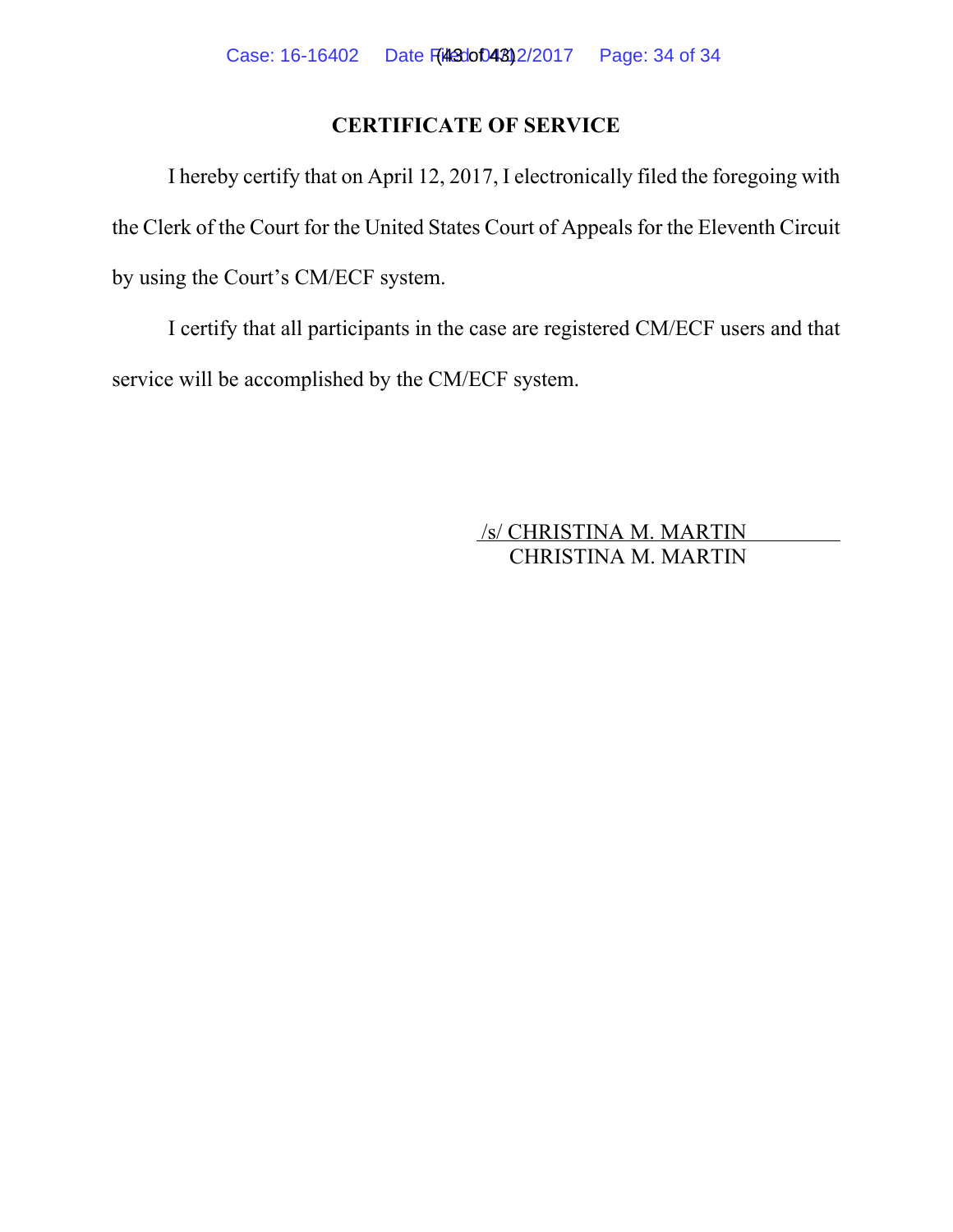## CERTIFICATE OF SERVICE

I hereby certify that on April 12, 2017, I electronically filed the foregoing with the Clerk of the Court for the United States Court of Appeals for the Eleventh Circuit by using the Court's CM/ECF system.

I certify that all participants in the case are registered CM/ECF users and that service will be accomplished by the CM/ECF system.

/s/ CHRISTINA M. MARTIN
CHRISTINA M. MARTIN